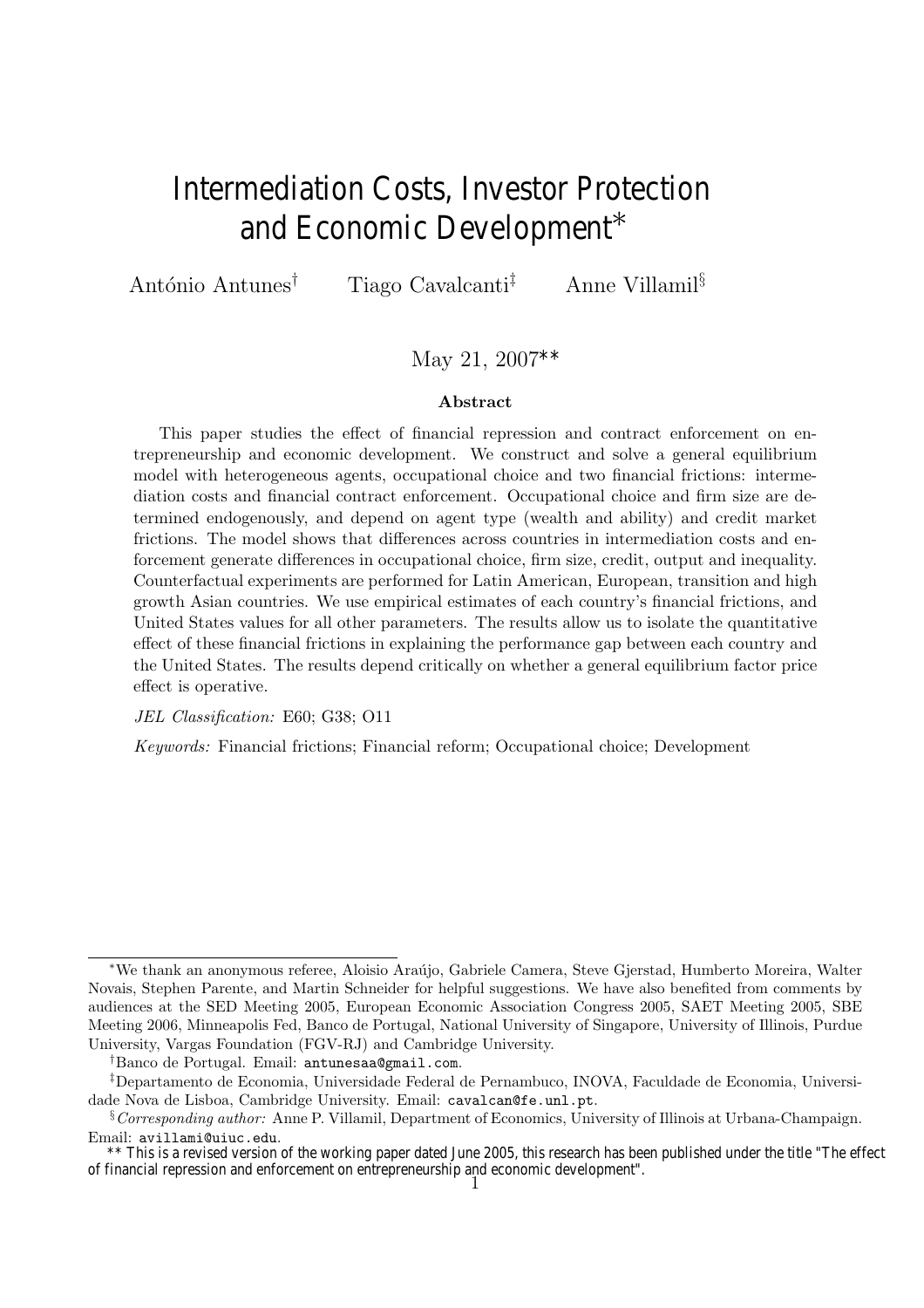# Intermediation Costs, Investor Protection and Economic Development*

António Antunes[†] Tiago Cavalcanti[‡] Anne Villamil[§]

May 21, 2007**

### Abstract

This paper studies the effect of financial repression and contract enforcement on entrepreneurship and economic development. We construct and solve a general equilibrium model with heterogeneous agents, occupational choice and two financial frictions: intermediation costs and financial contract enforcement. Occupational choice and firm size are determined endogenously, and depend on agent type (wealth and ability) and credit market frictions. The model shows that differences across countries in intermediation costs and enforcement generate differences in occupational choice, firm size, credit, output and inequality. Counterfactual experiments are performed for Latin American, European, transition and high growth Asian countries. We use empirical estimates of each country's financial frictions, and United States values for all other parameters. The results allow us to isolate the quantitative effect of these financial frictions in explaining the performance gap between each country and the United States. The results depend critically on whether a general equilibrium factor price effect is operative.

*JEL Classification:* E60; G38; O11

*Keywords:* Financial frictions; Financial reform; Occupational choice; Development

---

*We thank an anonymous referee, Aloisio Araújo, Gabriele Camera, Steve Gjerstad, Humberto Moreira, Walter Novais, Stephen Parente, and Martin Schneider for helpful suggestions. We have also benefited from comments by audiences at the SED Meeting 2005, European Economic Association Congress 2005, SAET Meeting 2005, SBE Meeting 2006, Minneapolis Fed, Banco de Portugal, National University of Singapore, University of Illinois, Purdue University, Vargas Foundation (FGV-RJ) and Cambridge University.

[†]Banco de Portugal. Email: antunesaa@gmail.com.

[‡]Departamento de Economia, Universidade Federal de Pernambuco, INOVA, Faculdade de Economia, Universidade Nova de Lisboa, Cambridge University. Email: cavalcan@fe.unl.pt.

[§]*Corresponding author:* Anne P. Villamil, Department of Economics, University of Illinois at Urbana-Champaign. Email: avillami@uiuc.edu.

** This is a revised version of the working paper dated June 2005, this research has been published under the title "The effect of financial repression and enforcement on entrepreneurship and economic development".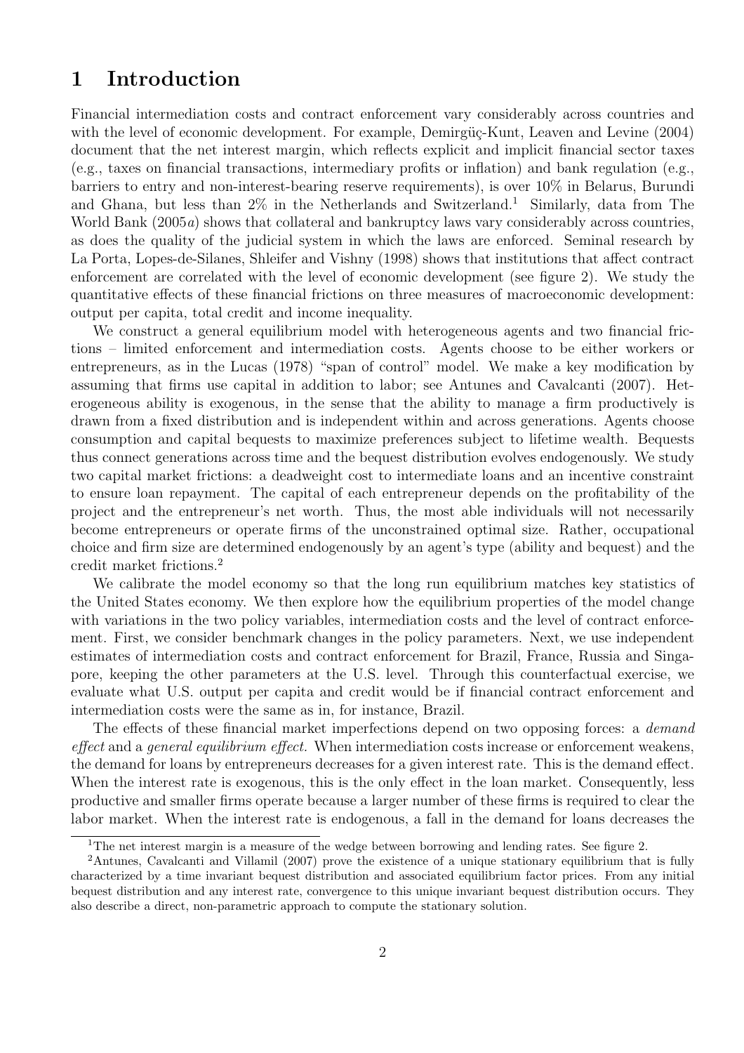# 1 Introduction

Financial intermediation costs and contract enforcement vary considerably across countries and with the level of economic development. For example, Demirgüç-Kunt, Leaven and Levine (2004) document that the net interest margin, which reflects explicit and implicit financial sector taxes (e.g., taxes on financial transactions, intermediary profits or inflation) and bank regulation (e.g., barriers to entry and non-interest-bearing reserve requirements), is over 10% in Belarus, Burundi and Ghana, but less than 2% in the Netherlands and Switzerland.[1] Similarly, data from The World Bank (2005*a*) shows that collateral and bankruptcy laws vary considerably across countries, as does the quality of the judicial system in which the laws are enforced. Seminal research by La Porta, Lopes-de-Silanes, Shleifer and Vishny (1998) shows that institutions that affect contract enforcement are correlated with the level of economic development (see figure 2). We study the quantitative effects of these financial frictions on three measures of macroeconomic development: output per capita, total credit and income inequality.

We construct a general equilibrium model with heterogeneous agents and two financial frictions – limited enforcement and intermediation costs. Agents choose to be either workers or entrepreneurs, as in the Lucas (1978) "span of control" model. We make a key modification by assuming that firms use capital in addition to labor; see Antunes and Cavalcanti (2007). Heterogeneous ability is exogenous, in the sense that the ability to manage a firm productively is drawn from a fixed distribution and is independent within and across generations. Agents choose consumption and capital bequests to maximize preferences subject to lifetime wealth. Bequests thus connect generations across time and the bequest distribution evolves endogenously. We study two capital market frictions: a deadweight cost to intermediate loans and an incentive constraint to ensure loan repayment. The capital of each entrepreneur depends on the profitability of the project and the entrepreneur's net worth. Thus, the most able individuals will not necessarily become entrepreneurs or operate firms of the unconstrained optimal size. Rather, occupational choice and firm size are determined endogenously by an agent's type (ability and bequest) and the credit market frictions.[2]

We calibrate the model economy so that the long run equilibrium matches key statistics of the United States economy. We then explore how the equilibrium properties of the model change with variations in the two policy variables, intermediation costs and the level of contract enforcement. First, we consider benchmark changes in the policy parameters. Next, we use independent estimates of intermediation costs and contract enforcement for Brazil, France, Russia and Singapore, keeping the other parameters at the U.S. level. Through this counterfactual exercise, we evaluate what U.S. output per capita and credit would be if financial contract enforcement and intermediation costs were the same as in, for instance, Brazil.

The effects of these financial market imperfections depend on two opposing forces: a *demand effect* and a *general equilibrium effect.* When intermediation costs increase or enforcement weakens, the demand for loans by entrepreneurs decreases for a given interest rate. This is the demand effect. When the interest rate is exogenous, this is the only effect in the loan market. Consequently, less productive and smaller firms operate because a larger number of these firms is required to clear the labor market. When the interest rate is endogenous, a fall in the demand for loans decreases the

[1] The net interest margin is a measure of the wedge between borrowing and lending rates. See figure 2.

[2] Antunes, Cavalcanti and Villamil (2007) prove the existence of a unique stationary equilibrium that is fully characterized by a time invariant bequest distribution and associated equilibrium factor prices. From any initial bequest distribution and any interest rate, convergence to this unique invariant bequest distribution occurs. They also describe a direct, non-parametric approach to compute the stationary solution.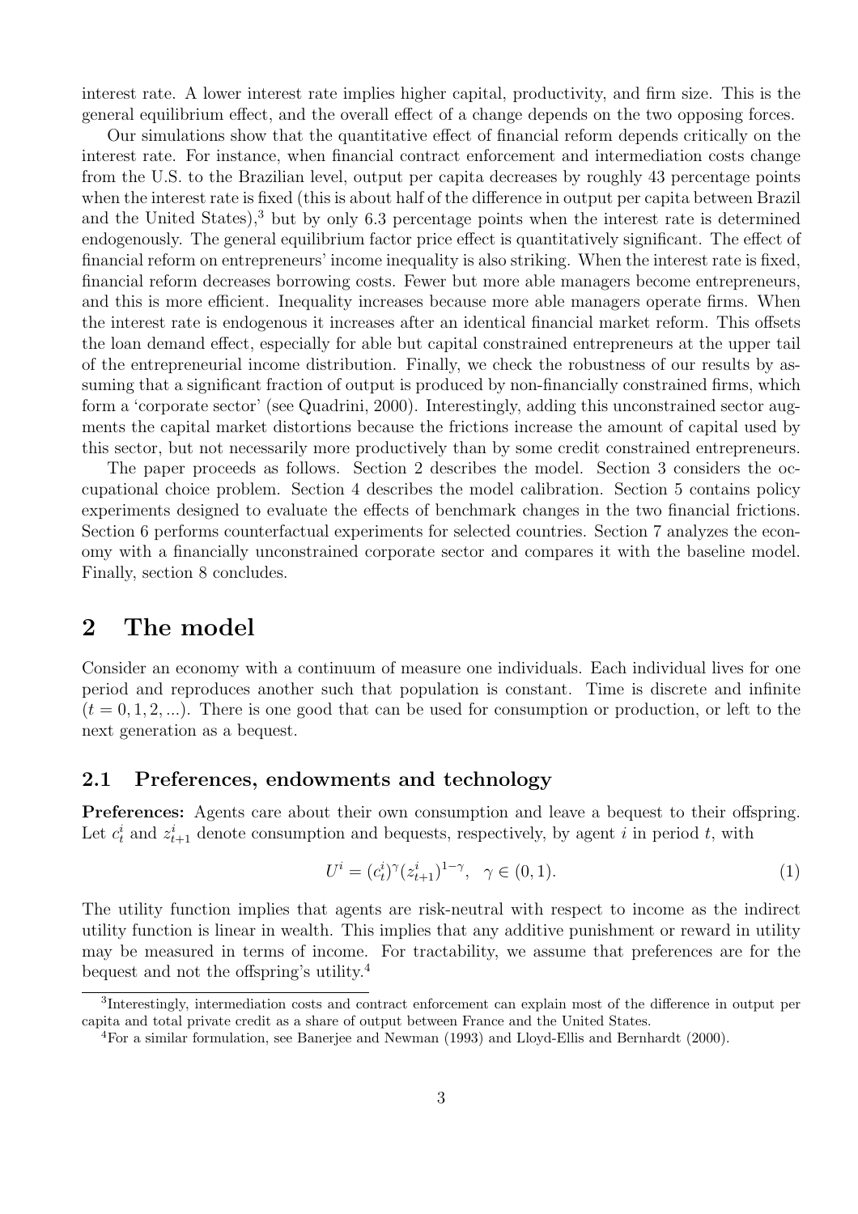interest rate. A lower interest rate implies higher capital, productivity, and firm size. This is the general equilibrium effect, and the overall effect of a change depends on the two opposing forces.

Our simulations show that the quantitative effect of financial reform depends critically on the interest rate. For instance, when financial contract enforcement and intermediation costs change from the U.S. to the Brazilian level, output per capita decreases by roughly 43 percentage points when the interest rate is fixed (this is about half of the difference in output per capita between Brazil and the United States),[3] but by only 6.3 percentage points when the interest rate is determined endogenously. The general equilibrium factor price effect is quantitatively significant. The effect of financial reform on entrepreneurs' income inequality is also striking. When the interest rate is fixed, financial reform decreases borrowing costs. Fewer but more able managers become entrepreneurs, and this is more efficient. Inequality increases because more able managers operate firms. When the interest rate is endogenous it increases after an identical financial market reform. This offsets the loan demand effect, especially for able but capital constrained entrepreneurs at the upper tail of the entrepreneurial income distribution. Finally, we check the robustness of our results by assuming that a significant fraction of output is produced by non-financially constrained firms, which form a 'corporate sector' (see Quadrini, 2000). Interestingly, adding this unconstrained sector augments the capital market distortions because the frictions increase the amount of capital used by this sector, but not necessarily more productively than by some credit constrained entrepreneurs.

The paper proceeds as follows. Section 2 describes the model. Section 3 considers the occupational choice problem. Section 4 describes the model calibration. Section 5 contains policy experiments designed to evaluate the effects of benchmark changes in the two financial frictions. Section 6 performs counterfactual experiments for selected countries. Section 7 analyzes the economy with a financially unconstrained corporate sector and compares it with the baseline model. Finally, section 8 concludes.

# 2 The model

Consider an economy with a continuum of measure one individuals. Each individual lives for one period and reproduces another such that population is constant. Time is discrete and infinite $(t = 0, 1, 2, ...)$. There is one good that can be used for consumption or production, or left to the next generation as a bequest.

## 2.1 Preferences, endowments and technology

**Preferences:** Agents care about their own consumption and leave a bequest to their offspring. Let $c_t^i$ and $z_{t+1}^i$ denote consumption and bequests, respectively, by agent $i$ in period $t$, with

$$U^i = (c_t^i)^{\gamma}(z_{t+1}^i)^{1-\gamma}, \quad \gamma \in (0, 1). \tag{1}$$

The utility function implies that agents are risk-neutral with respect to income as the indirect utility function is linear in wealth. This implies that any additive punishment or reward in utility may be measured in terms of income. For tractability, we assume that preferences are for the bequest and not the offspring's utility.[4]

---

[3] Interestingly, intermediation costs and contract enforcement can explain most of the difference in output per capita and total private credit as a share of output between France and the United States.

[4] For a similar formulation, see Banerjee and Newman (1993) and Lloyd-Ellis and Bernhardt (2000).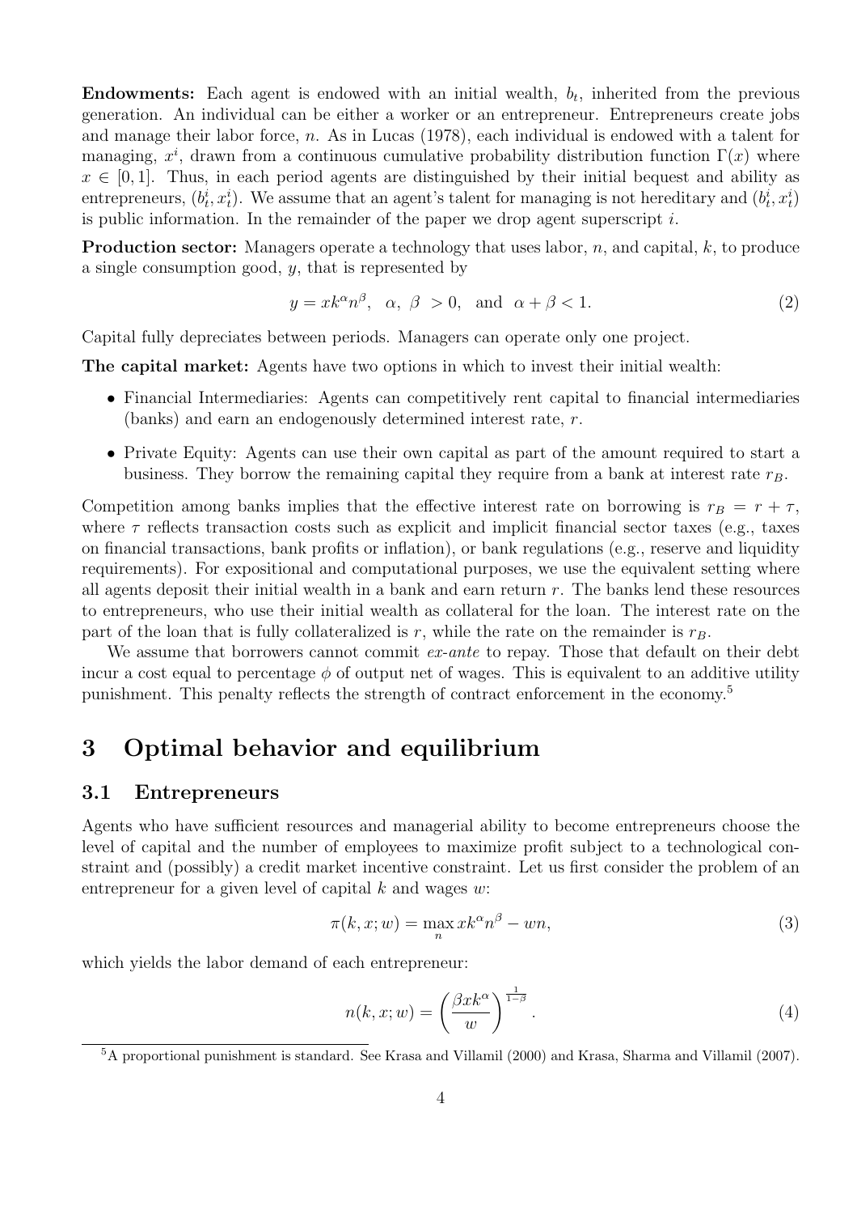**Endowments:** Each agent is endowed with an initial wealth, $b_t$, inherited from the previous generation. An individual can be either a worker or an entrepreneur. Entrepreneurs create jobs and manage their labor force, $n$. As in Lucas (1978), each individual is endowed with a talent for managing, $x^i$, drawn from a continuous cumulative probability distribution function $\Gamma(x)$ where $x \in [0, 1]$. Thus, in each period agents are distinguished by their initial bequest and ability as entrepreneurs, $(b_t^i, x_t^i)$. We assume that an agent's talent for managing is not hereditary and $(b_t^i, x_t^i)$ is public information. In the remainder of the paper we drop agent superscript $i$.

**Production sector:** Managers operate a technology that uses labor, $n$, and capital, $k$, to produce a single consumption good, $y$, that is represented by

$$y = xk^{\alpha}n^{\beta}, \quad \alpha,\ \beta\ > 0, \quad \text{and} \quad \alpha + \beta < 1. \tag{2}$$

Capital fully depreciates between periods. Managers can operate only one project.

**The capital market:** Agents have two options in which to invest their initial wealth:

- Financial Intermediaries: Agents can competitively rent capital to financial intermediaries (banks) and earn an endogenously determined interest rate, $r$.
- Private Equity: Agents can use their own capital as part of the amount required to start a business. They borrow the remaining capital they require from a bank at interest rate $r_B$.

Competition among banks implies that the effective interest rate on borrowing is $r_B = r + \tau$, where $\tau$ reflects transaction costs such as explicit and implicit financial sector taxes (e.g., taxes on financial transactions, bank profits or inflation), or bank regulations (e.g., reserve and liquidity requirements). For expositional and computational purposes, we use the equivalent setting where all agents deposit their initial wealth in a bank and earn return $r$. The banks lend these resources to entrepreneurs, who use their initial wealth as collateral for the loan. The interest rate on the part of the loan that is fully collateralized is $r$, while the rate on the remainder is $r_B$.

We assume that borrowers cannot commit *ex-ante* to repay. Those that default on their debt incur a cost equal to percentage $\phi$ of output net of wages. This is equivalent to an additive utility punishment. This penalty reflects the strength of contract enforcement in the economy.[5]

# 3 Optimal behavior and equilibrium

## 3.1 Entrepreneurs

Agents who have sufficient resources and managerial ability to become entrepreneurs choose the level of capital and the number of employees to maximize profit subject to a technological constraint and (possibly) a credit market incentive constraint. Let us first consider the problem of an entrepreneur for a given level of capital $k$ and wages $w$:

$$\pi(k, x; w) = \max_{n} xk^{\alpha}n^{\beta} - wn, \tag{3}$$

which yields the labor demand of each entrepreneur:

$$n(k, x; w) = \left( \frac{\beta x k^{\alpha}}{w} \right)^{\frac{1}{1-\beta}}. \tag{4}$$

[5] A proportional punishment is standard. See Krasa and Villamil (2000) and Krasa, Sharma and Villamil (2007).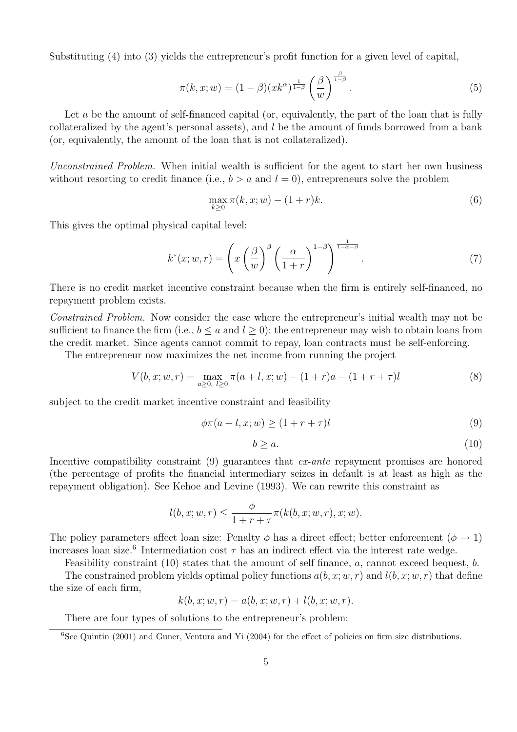Substituting (4) into (3) yields the entrepreneur's profit function for a given level of capital,

$$\pi(k, x; w) = (1-\beta)(xk^{\alpha})^{\frac{1}{1-\beta}} \left(\frac{\beta}{w}\right)^{\frac{\beta}{1-\beta}}. \tag{5}$$

Let $a$ be the amount of self-financed capital (or, equivalently, the part of the loan that is fully collateralized by the agent's personal assets), and $l$ be the amount of funds borrowed from a bank (or, equivalently, the amount of the loan that is not collateralized).

*Unconstrained Problem.* When initial wealth is sufficient for the agent to start her own business without resorting to credit finance (i.e., $b > a$ and $l = 0$), entrepreneurs solve the problem

$$\max_{k \geq 0} \pi(k, x; w) - (1+r)k. \tag{6}$$

This gives the optimal physical capital level:

$$k^*(x; w, r) = \left( x \left(\frac{\beta}{w}\right)^{\beta} \left(\frac{\alpha}{1+r}\right)^{1-\beta} \right)^{\frac{1}{1-\alpha-\beta}}. \tag{7}$$

There is no credit market incentive constraint because when the firm is entirely self-financed, no repayment problem exists.

*Constrained Problem.* Now consider the case where the entrepreneur's initial wealth may not be sufficient to finance the firm (i.e., $b \leq a$ and $l \geq 0$); the entrepreneur may wish to obtain loans from the credit market. Since agents cannot commit to repay, loan contracts must be self-enforcing.

The entrepreneur now maximizes the net income from running the project

$$V(b, x; w, r) = \max_{a \geq 0,\ l \geq 0} \pi(a + l, x; w) - (1+r)a - (1+r+\tau)l \tag{8}$$

subject to the credit market incentive constraint and feasibility

$$\phi \pi(a + l, x; w) \geq (1 + r + \tau)l \tag{9}$$

$$b \geq a. \tag{10}$$

Incentive compatibility constraint (9) guarantees that *ex-ante* repayment promises are honored (the percentage of profits the financial intermediary seizes in default is at least as high as the repayment obligation). See Kehoe and Levine (1993). We can rewrite this constraint as

$$l(b, x; w, r) \leq \frac{\phi}{1 + r + \tau} \pi(k(b, x; w, r), x; w).$$

The policy parameters affect loan size: Penalty $\phi$ has a direct effect; better enforcement ($\phi \to 1$) increases loan size.[6] Intermediation cost $\tau$ has an indirect effect via the interest rate wedge.

Feasibility constraint (10) states that the amount of self finance, $a$, cannot exceed bequest, $b$.

The constrained problem yields optimal policy functions $a(b, x; w, r)$ and $l(b, x; w, r)$ that define the size of each firm,

$$k(b, x; w, r) = a(b, x; w, r) + l(b, x; w, r).$$

There are four types of solutions to the entrepreneur's problem:

---

[6] See Quintin (2001) and Guner, Ventura and Yi (2004) for the effect of policies on firm size distributions.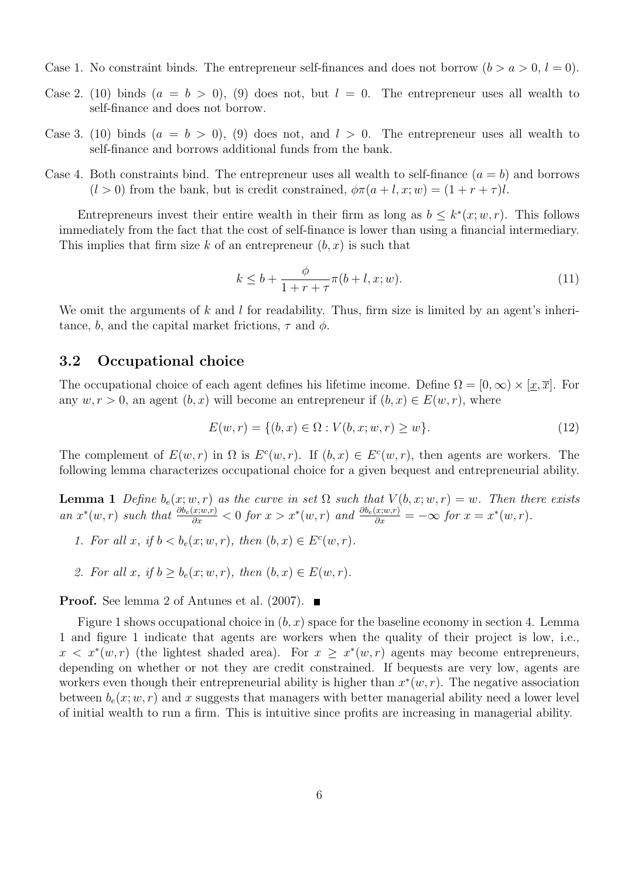Case 1. No constraint binds. The entrepreneur self-finances and does not borrow ($b > a > 0$, $l = 0$).

Case 2. (10) binds ($a = b > 0$), (9) does not, but $l = 0$. The entrepreneur uses all wealth to self-finance and does not borrow.

Case 3. (10) binds ($a = b > 0$), (9) does not, and $l > 0$. The entrepreneur uses all wealth to self-finance and borrows additional funds from the bank.

Case 4. Both constraints bind. The entrepreneur uses all wealth to self-finance ($a = b$) and borrows ($l > 0$) from the bank, but is credit constrained, $\phi\pi(a + l, x; w) = (1 + r + \tau)l$.

Entrepreneurs invest their entire wealth in their firm as long as $b \leq k^*(x; w, r)$. This follows immediately from the fact that the cost of self-finance is lower than using a financial intermediary. This implies that firm size $k$ of an entrepreneur $(b, x)$ is such that

$$k \leq b + \frac{\phi}{1 + r + \tau}\pi(b + l, x; w). \tag{11}$$

We omit the arguments of $k$ and $l$ for readability. Thus, firm size is limited by an agent's inheritance, $b$, and the capital market frictions, $\tau$ and $\phi$.

### 3.2 Occupational choice

The occupational choice of each agent defines his lifetime income. Define $\Omega = [0, \infty) \times [\underline{x}, \overline{x}]$. For any $w, r > 0$, an agent $(b, x)$ will become an entrepreneur if $(b, x) \in E(w, r)$, where

$$E(w, r) = \{(b, x) \in \Omega : V(b, x; w, r) \geq w\}. \tag{12}$$

The complement of $E(w, r)$ in $\Omega$ is $E^c(w, r)$. If $(b, x) \in E^c(w, r)$, then agents are workers. The following lemma characterizes occupational choice for a given bequest and entrepreneurial ability.

**Lemma 1** *Define $b_e(x; w, r)$ as the curve in set $\Omega$ such that $V(b, x; w, r) = w$. Then there exists an $x^*(w, r)$ such that $\frac{\partial b_e(x;w,r)}{\partial x} < 0$ for $x > x^*(w, r)$ and $\frac{\partial b_e(x;w,r)}{\partial x} = -\infty$ for $x = x^*(w, r)$.*

1. *For all $x$, if $b < b_e(x; w, r)$, then $(b, x) \in E^c(w, r)$.*

2. *For all $x$, if $b \geq b_e(x; w, r)$, then $(b, x) \in E(w, r)$.*

**Proof.** See lemma 2 of Antunes et al. (2007). ■

Figure 1 shows occupational choice in $(b, x)$ space for the baseline economy in section 4. Lemma 1 and figure 1 indicate that agents are workers when the quality of their project is low, i.e., $x < x^*(w, r)$ (the lightest shaded area). For $x \geq x^*(w, r)$ agents may become entrepreneurs, depending on whether or not they are credit constrained. If bequests are very low, agents are workers even though their entrepreneurial ability is higher than $x^*(w, r)$. The negative association between $b_e(x; w, r)$ and $x$ suggests that managers with better managerial ability need a lower level of initial wealth to run a firm. This is intuitive since profits are increasing in managerial ability.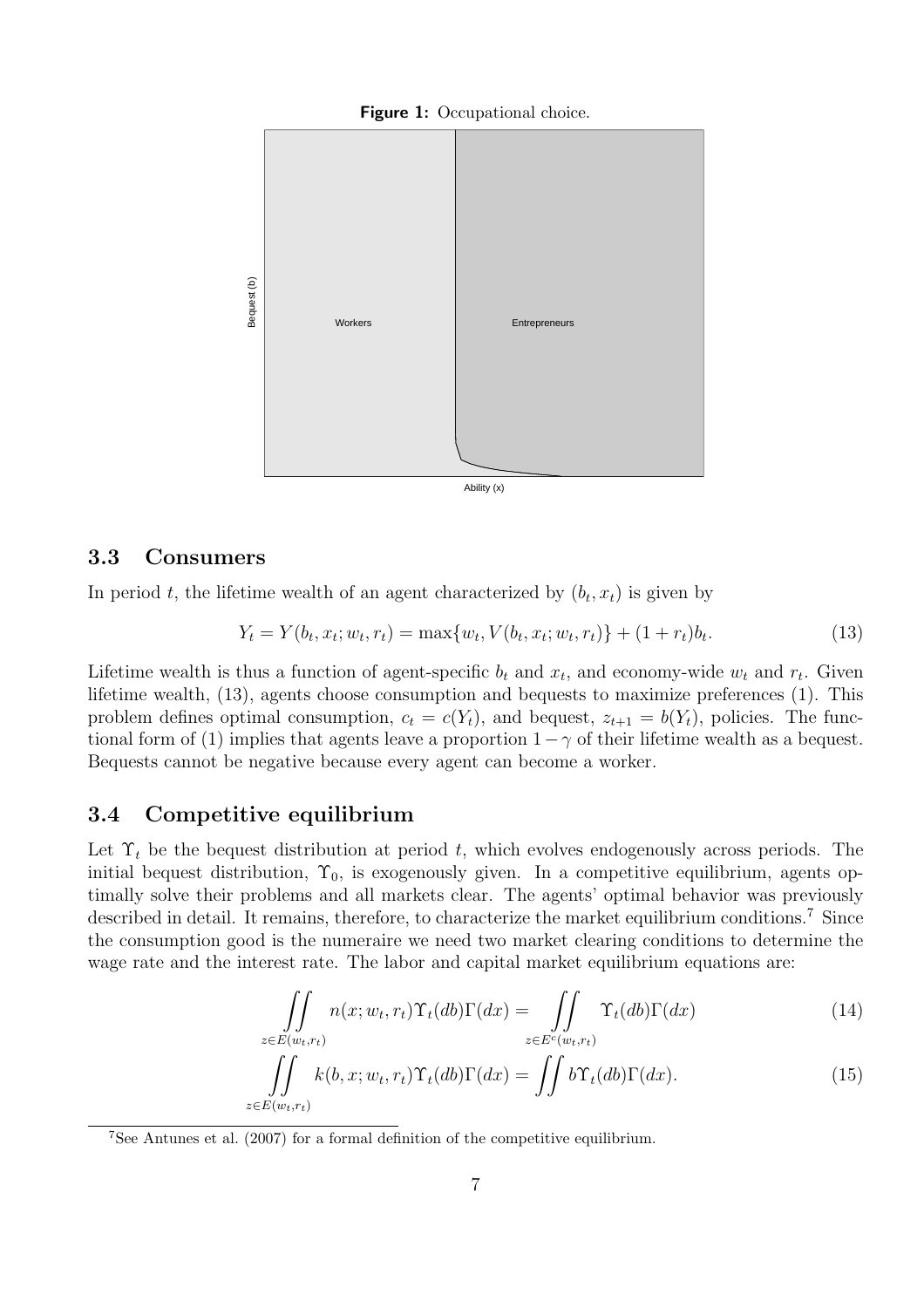**Figure 1:** Occupational choice.

Bequest (b)

Workers

Entrepreneurs

Ability (x)

### 3.3 Consumers

In period $t$, the lifetime wealth of an agent characterized by $(b_t, x_t)$ is given by

$$Y_t = Y(b_t, x_t; w_t, r_t) = \max\{w_t, V(b_t, x_t; w_t, r_t)\} + (1 + r_t)b_t. \tag{13}$$

Lifetime wealth is thus a function of agent-specific $b_t$ and $x_t$, and economy-wide $w_t$ and $r_t$. Given lifetime wealth, (13), agents choose consumption and bequests to maximize preferences (1). This problem defines optimal consumption, $c_t = c(Y_t)$, and bequest, $z_{t+1} = b(Y_t)$, policies. The functional form of (1) implies that agents leave a proportion $1 - \gamma$ of their lifetime wealth as a bequest. Bequests cannot be negative because every agent can become a worker.

### 3.4 Competitive equilibrium

Let $\Upsilon_t$ be the bequest distribution at period $t$, which evolves endogenously across periods. The initial bequest distribution, $\Upsilon_0$, is exogenously given. In a competitive equilibrium, agents optimally solve their problems and all markets clear. The agents' optimal behavior was previously described in detail. It remains, therefore, to characterize the market equilibrium conditions.[7] Since the consumption good is the numeraire we need two market clearing conditions to determine the wage rate and the interest rate. The labor and capital market equilibrium equations are:

$$\iint_{z \in E(w_t, r_t)} n(x; w_t, r_t)\Upsilon_t(db)\Gamma(dx) = \iint_{z \in E^c(w_t, r_t)} \Upsilon_t(db)\Gamma(dx) \tag{14}$$

$$\iint_{z \in E(w_t, r_t)} k(b, x; w_t, r_t)\Upsilon_t(db)\Gamma(dx) = \iint b\Upsilon_t(db)\Gamma(dx). \tag{15}$$

[7] See Antunes et al. (2007) for a formal definition of the competitive equilibrium.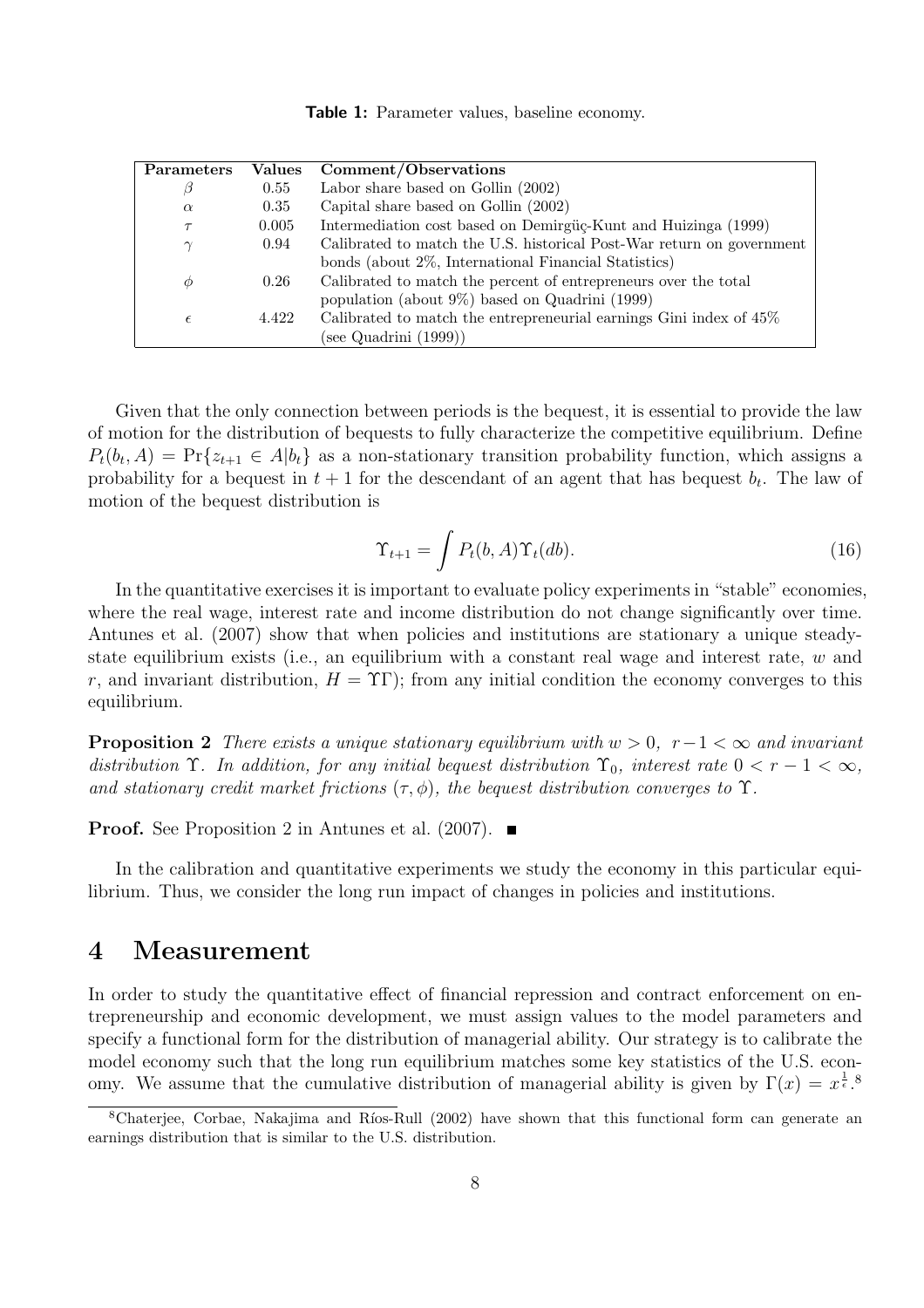**Table 1:** Parameter values, baseline economy.

| Parameters | Values | Comment/Observations |
|---|---|---|
| $\beta$ | 0.55 | Labor share based on Gollin (2002) |
| $\alpha$ | 0.35 | Capital share based on Gollin (2002) |
| $\tau$ | 0.005 | Intermediation cost based on Demirgüç-Kunt and Huizinga (1999) |
| $\gamma$ | 0.94 | Calibrated to match the U.S. historical Post-War return on government bonds (about 2%, International Financial Statistics) |
| $\phi$ | 0.26 | Calibrated to match the percent of entrepreneurs over the total population (about 9%) based on Quadrini (1999) |
| $\epsilon$ | 4.422 | Calibrated to match the entrepreneurial earnings Gini index of 45% (see Quadrini (1999)) |

Given that the only connection between periods is the bequest, it is essential to provide the law of motion for the distribution of bequests to fully characterize the competitive equilibrium. Define $P_t(b_t, A) = \Pr\{z_{t+1} \in A | b_t\}$ as a non-stationary transition probability function, which assigns a probability for a bequest in $t+1$ for the descendant of an agent that has bequest $b_t$. The law of motion of the bequest distribution is

$$\Upsilon_{t+1} = \int P_t(b, A) \Upsilon_t(db). \tag{16}$$

In the quantitative exercises it is important to evaluate policy experiments in "stable" economies, where the real wage, interest rate and income distribution do not change significantly over time. Antunes et al. (2007) show that when policies and institutions are stationary a unique steady-state equilibrium exists (i.e., an equilibrium with a constant real wage and interest rate, $w$ and $r$, and invariant distribution, $H = \Upsilon\Gamma$); from any initial condition the economy converges to this equilibrium.

**Proposition 2** *There exists a unique stationary equilibrium with $w > 0$, $r - 1 < \infty$ and invariant distribution $\Upsilon$. In addition, for any initial bequest distribution $\Upsilon_0$, interest rate $0 < r - 1 < \infty$, and stationary credit market frictions $(\tau, \phi)$, the bequest distribution converges to $\Upsilon$.*

**Proof.** See Proposition 2 in Antunes et al. (2007). ∎

In the calibration and quantitative experiments we study the economy in this particular equilibrium. Thus, we consider the long run impact of changes in policies and institutions.

# 4 Measurement

In order to study the quantitative effect of financial repression and contract enforcement on entrepreneurship and economic development, we must assign values to the model parameters and specify a functional form for the distribution of managerial ability. Our strategy is to calibrate the model economy such that the long run equilibrium matches some key statistics of the U.S. economy. We assume that the cumulative distribution of managerial ability is given by $\Gamma(x) = x^{\frac{1}{\epsilon}}$.[8]

[8] Chaterjee, Corbae, Nakajima and Ríos-Rull (2002) have shown that this functional form can generate an earnings distribution that is similar to the U.S. distribution.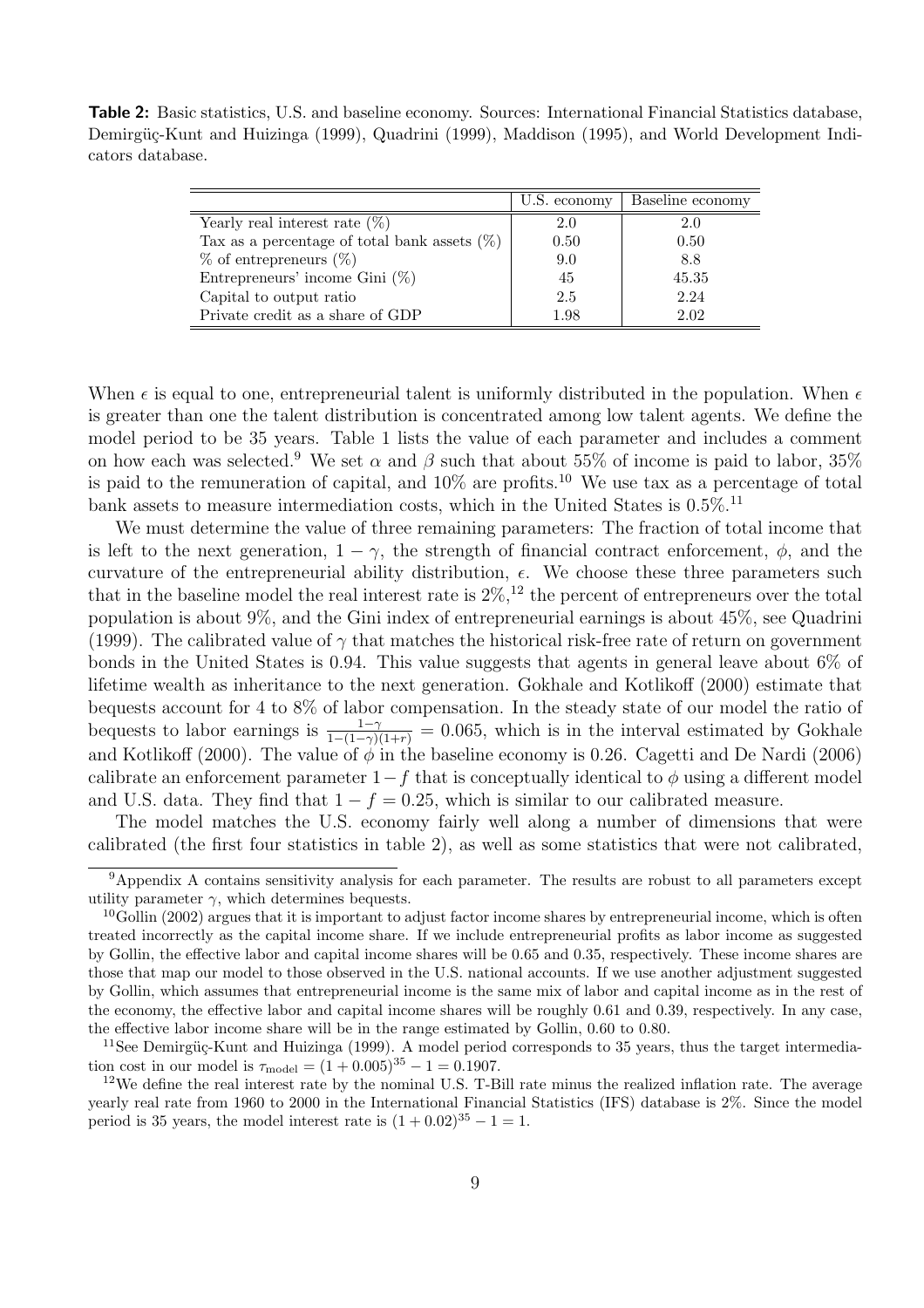**Table 2:** Basic statistics, U.S. and baseline economy. Sources: International Financial Statistics database, Demirgüç-Kunt and Huizinga (1999), Quadrini (1999), Maddison (1995), and World Development Indicators database.

| | U.S. economy | Baseline economy |
|---|---|---|
| Yearly real interest rate (%) | 2.0 | 2.0 |
| Tax as a percentage of total bank assets (%) | 0.50 | 0.50 |
| % of entrepreneurs (%) | 9.0 | 8.8 |
| Entrepreneurs' income Gini (%) | 45 | 45.35 |
| Capital to output ratio | 2.5 | 2.24 |
| Private credit as a share of GDP | 1.98 | 2.02 |

When $\epsilon$ is equal to one, entrepreneurial talent is uniformly distributed in the population. When $\epsilon$ is greater than one the talent distribution is concentrated among low talent agents. We define the model period to be 35 years. Table 1 lists the value of each parameter and includes a comment on how each was selected.[9] We set $\alpha$ and $\beta$ such that about 55% of income is paid to labor, 35% is paid to the remuneration of capital, and 10% are profits.[10] We use tax as a percentage of total bank assets to measure intermediation costs, which in the United States is 0.5%.[11]

We must determine the value of three remaining parameters: The fraction of total income that is left to the next generation, $1-\gamma$, the strength of financial contract enforcement, $\phi$, and the curvature of the entrepreneurial ability distribution, $\epsilon$. We choose these three parameters such that in the baseline model the real interest rate is 2%,[12] the percent of entrepreneurs over the total population is about 9%, and the Gini index of entrepreneurial earnings is about 45%, see Quadrini (1999). The calibrated value of $\gamma$ that matches the historical risk-free rate of return on government bonds in the United States is 0.94. This value suggests that agents in general leave about 6% of lifetime wealth as inheritance to the next generation. Gokhale and Kotlikoff (2000) estimate that bequests account for 4 to 8% of labor compensation. In the steady state of our model the ratio of bequests to labor earnings is $\frac{1-\gamma}{1-(1-\gamma)(1+r)} = 0.065$, which is in the interval estimated by Gokhale and Kotlikoff (2000). The value of $\phi$ in the baseline economy is 0.26. Cagetti and De Nardi (2006) calibrate an enforcement parameter $1-f$ that is conceptually identical to $\phi$ using a different model and U.S. data. They find that $1-f = 0.25$, which is similar to our calibrated measure.

The model matches the U.S. economy fairly well along a number of dimensions that were calibrated (the first four statistics in table 2), as well as some statistics that were not calibrated,

[9] Appendix A contains sensitivity analysis for each parameter. The results are robust to all parameters except utility parameter $\gamma$, which determines bequests.

[10] Gollin (2002) argues that it is important to adjust factor income shares by entrepreneurial income, which is often treated incorrectly as the capital income share. If we include entrepreneurial profits as labor income as suggested by Gollin, the effective labor and capital income shares will be 0.65 and 0.35, respectively. These income shares are those that map our model to those observed in the U.S. national accounts. If we use another adjustment suggested by Gollin, which assumes that entrepreneurial income is the same mix of labor and capital income as in the rest of the economy, the effective labor and capital income shares will be roughly 0.61 and 0.39, respectively. In any case, the effective labor income share will be in the range estimated by Gollin, 0.60 to 0.80.

[11] See Demirgüç-Kunt and Huizinga (1999). A model period corresponds to 35 years, thus the target intermediation cost in our model is $\tau_{\text{model}} = (1+0.005)^{35} - 1 = 0.1907$.

[12] We define the real interest rate by the nominal U.S. T-Bill rate minus the realized inflation rate. The average yearly real rate from 1960 to 2000 in the International Financial Statistics (IFS) database is 2%. Since the model period is 35 years, the model interest rate is $(1+0.02)^{35} - 1 = 1$.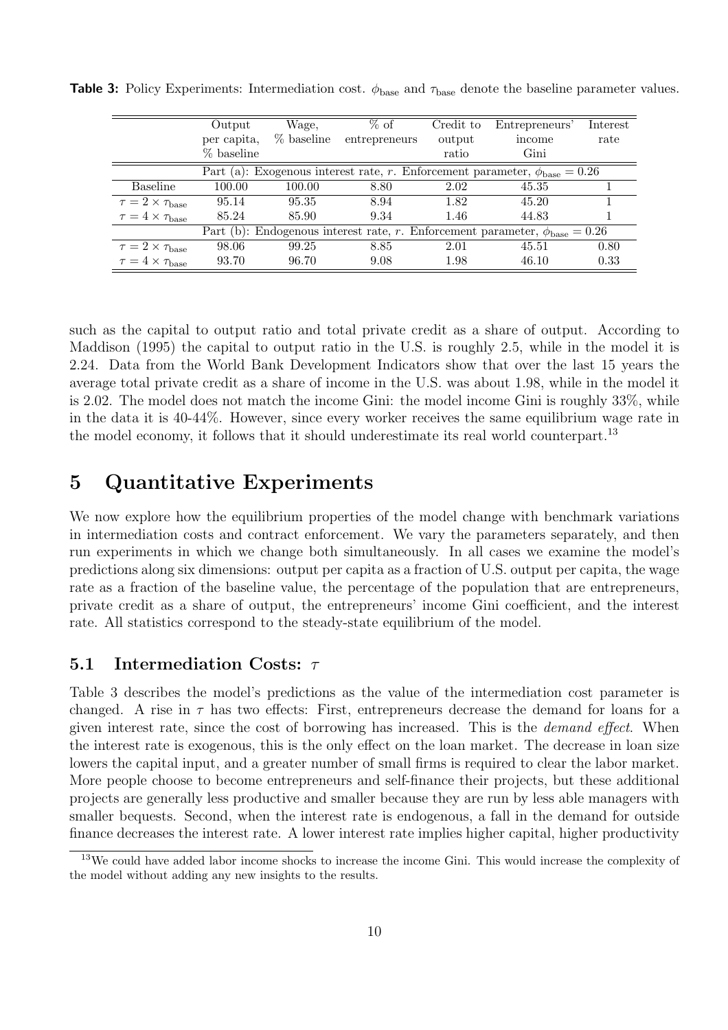**Table 3:** Policy Experiments: Intermediation cost. $\phi_{\text{base}}$ and $\tau_{\text{base}}$ denote the baseline parameter values.

| | Output per capita, % baseline | Wage, % baseline | % of entrepreneurs | Credit to output ratio | Entrepreneurs' income Gini | Interest rate |
|---|---|---|---|---|---|---|
| | Part (a): Exogenous interest rate, $r$. Enforcement parameter, $\phi_{\text{base}} = 0.26$ | | | | | |
| Baseline | 100.00 | 100.00 | 8.80 | 2.02 | 45.35 | 1 |
| $\tau = 2 \times \tau_{\text{base}}$ | 95.14 | 95.35 | 8.94 | 1.82 | 45.20 | 1 |
| $\tau = 4 \times \tau_{\text{base}}$ | 85.24 | 85.90 | 9.34 | 1.46 | 44.83 | 1 |
| | Part (b): Endogenous interest rate, $r$. Enforcement parameter, $\phi_{\text{base}} = 0.26$ | | | | | |
| $\tau = 2 \times \tau_{\text{base}}$ | 98.06 | 99.25 | 8.85 | 2.01 | 45.51 | 0.80 |
| $\tau = 4 \times \tau_{\text{base}}$ | 93.70 | 96.70 | 9.08 | 1.98 | 46.10 | 0.33 |

such as the capital to output ratio and total private credit as a share of output. According to Maddison (1995) the capital to output ratio in the U.S. is roughly 2.5, while in the model it is 2.24. Data from the World Bank Development Indicators show that over the last 15 years the average total private credit as a share of income in the U.S. was about 1.98, while in the model it is 2.02. The model does not match the income Gini: the model income Gini is roughly 33%, while in the data it is 40-44%. However, since every worker receives the same equilibrium wage rate in the model economy, it follows that it should underestimate its real world counterpart.[13]

# 5 Quantitative Experiments

We now explore how the equilibrium properties of the model change with benchmark variations in intermediation costs and contract enforcement. We vary the parameters separately, and then run experiments in which we change both simultaneously. In all cases we examine the model's predictions along six dimensions: output per capita as a fraction of U.S. output per capita, the wage rate as a fraction of the baseline value, the percentage of the population that are entrepreneurs, private credit as a share of output, the entrepreneurs' income Gini coefficient, and the interest rate. All statistics correspond to the steady-state equilibrium of the model.

## 5.1 Intermediation Costs: $\tau$

Table 3 describes the model's predictions as the value of the intermediation cost parameter is changed. A rise in $\tau$ has two effects: First, entrepreneurs decrease the demand for loans for a given interest rate, since the cost of borrowing has increased. This is the *demand effect*. When the interest rate is exogenous, this is the only effect on the loan market. The decrease in loan size lowers the capital input, and a greater number of small firms is required to clear the labor market. More people choose to become entrepreneurs and self-finance their projects, but these additional projects are generally less productive and smaller because they are run by less able managers with smaller bequests. Second, when the interest rate is endogenous, a fall in the demand for outside finance decreases the interest rate. A lower interest rate implies higher capital, higher productivity

[13] We could have added labor income shocks to increase the income Gini. This would increase the complexity of the model without adding any new insights to the results.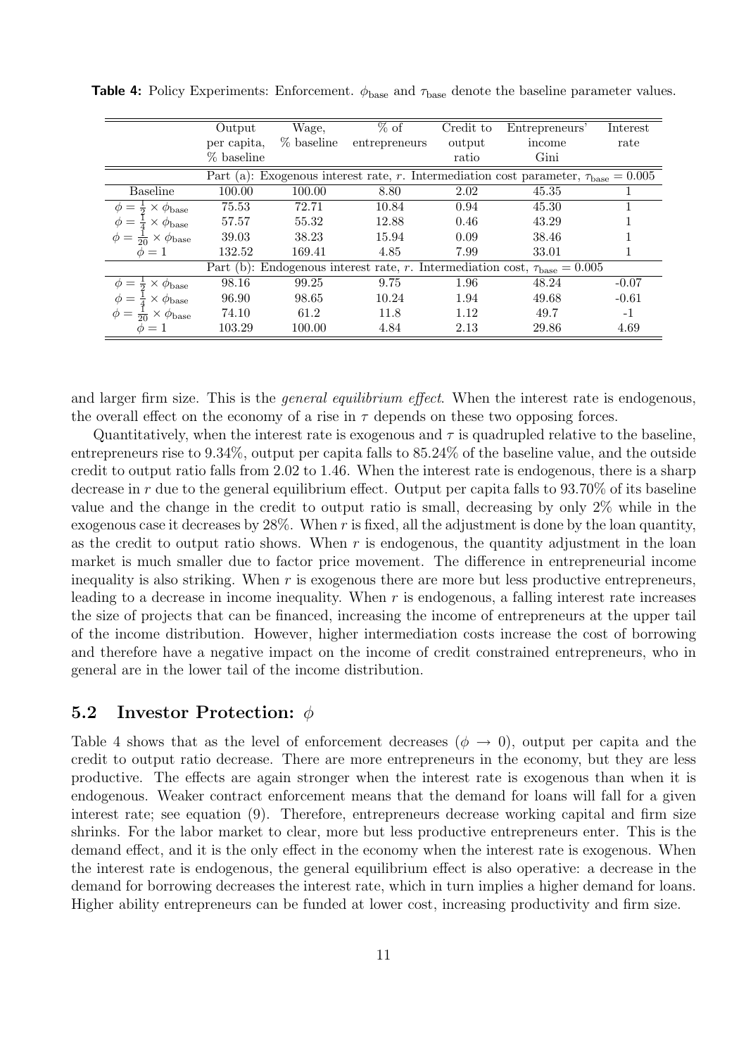**Table 4:** Policy Experiments: Enforcement. $\phi_{\text{base}}$ and $\tau_{\text{base}}$ denote the baseline parameter values.

| | Output per capita, % baseline | Wage, % baseline | % of entrepreneurs | Credit to output ratio | Entrepreneurs' income Gini | Interest rate |
|---|---|---|---|---|---|---|
| | Part (a): Exogenous interest rate, $r$. Intermediation cost parameter, $\tau_{\text{base}} = 0.005$ | | | | | |
| Baseline | 100.00 | 100.00 | 8.80 | 2.02 | 45.35 | 1 |
| $\phi = \frac{1}{2} \times \phi_{\text{base}}$ | 75.53 | 72.71 | 10.84 | 0.94 | 45.30 | 1 |
| $\phi = \frac{1}{4} \times \phi_{\text{base}}$ | 57.57 | 55.32 | 12.88 | 0.46 | 43.29 | 1 |
| $\phi = \frac{1}{20} \times \phi_{\text{base}}$ | 39.03 | 38.23 | 15.94 | 0.09 | 38.46 | 1 |
| $\phi = 1$ | 132.52 | 169.41 | 4.85 | 7.99 | 33.01 | 1 |
| | Part (b): Endogenous interest rate, $r$. Intermediation cost, $\tau_{\text{base}} = 0.005$ | | | | | |
| $\phi = \frac{1}{2} \times \phi_{\text{base}}$ | 98.16 | 99.25 | 9.75 | 1.96 | 48.24 | -0.07 |
| $\phi = \frac{1}{4} \times \phi_{\text{base}}$ | 96.90 | 98.65 | 10.24 | 1.94 | 49.68 | -0.61 |
| $\phi = \frac{1}{20} \times \phi_{\text{base}}$ | 74.10 | 61.2 | 11.8 | 1.12 | 49.7 | -1 |
| $\phi = 1$ | 103.29 | 100.00 | 4.84 | 2.13 | 29.86 | 4.69 |

and larger firm size. This is the *general equilibrium effect*. When the interest rate is endogenous, the overall effect on the economy of a rise in $\tau$ depends on these two opposing forces.

Quantitatively, when the interest rate is exogenous and $\tau$ is quadrupled relative to the baseline, entrepreneurs rise to 9.34%, output per capita falls to 85.24% of the baseline value, and the outside credit to output ratio falls from 2.02 to 1.46. When the interest rate is endogenous, there is a sharp decrease in $r$ due to the general equilibrium effect. Output per capita falls to 93.70% of its baseline value and the change in the credit to output ratio is small, decreasing by only 2% while in the exogenous case it decreases by 28%. When $r$ is fixed, all the adjustment is done by the loan quantity, as the credit to output ratio shows. When $r$ is endogenous, the quantity adjustment in the loan market is much smaller due to factor price movement. The difference in entrepreneurial income inequality is also striking. When $r$ is exogenous there are more but less productive entrepreneurs, leading to a decrease in income inequality. When $r$ is endogenous, a falling interest rate increases the size of projects that can be financed, increasing the income of entrepreneurs at the upper tail of the income distribution. However, higher intermediation costs increase the cost of borrowing and therefore have a negative impact on the income of credit constrained entrepreneurs, who in general are in the lower tail of the income distribution.

## 5.2 Investor Protection: $\phi$

Table 4 shows that as the level of enforcement decreases ($\phi \to 0$), output per capita and the credit to output ratio decrease. There are more entrepreneurs in the economy, but they are less productive. The effects are again stronger when the interest rate is exogenous than when it is endogenous. Weaker contract enforcement means that the demand for loans will fall for a given interest rate; see equation (9). Therefore, entrepreneurs decrease working capital and firm size shrinks. For the labor market to clear, more but less productive entrepreneurs enter. This is the demand effect, and it is the only effect in the economy when the interest rate is exogenous. When the interest rate is endogenous, the general equilibrium effect is also operative: a decrease in the demand for borrowing decreases the interest rate, which in turn implies a higher demand for loans. Higher ability entrepreneurs can be funded at lower cost, increasing productivity and firm size.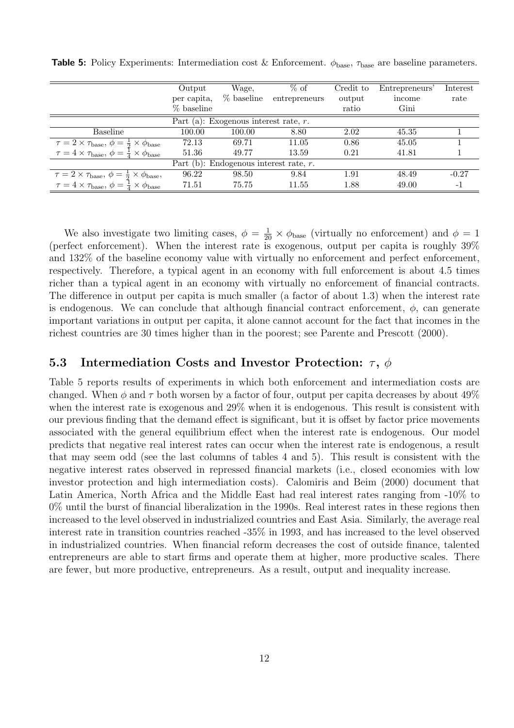**Table 5:** Policy Experiments: Intermediation cost & Enforcement. $\phi_{\text{base}}$, $\tau_{\text{base}}$ are baseline parameters.

| | Output per capita, % baseline | Wage, % baseline | % of entrepreneurs | Credit to output ratio | Entrepreneurs' income Gini | Interest rate |
|---|---|---|---|---|---|---|
| Part (a): Exogenous interest rate, $r$. | | | | | | |
| Baseline | 100.00 | 100.00 | 8.80 | 2.02 | 45.35 | 1 |
| $\tau = 2 \times \tau_{\text{base}}$, $\phi = \frac{1}{2} \times \phi_{\text{base}}$ | 72.13 | 69.71 | 11.05 | 0.86 | 45.05 | 1 |
| $\tau = 4 \times \tau_{\text{base}}$, $\phi = \frac{1}{4} \times \phi_{\text{base}}$ | 51.36 | 49.77 | 13.59 | 0.21 | 41.81 | 1 |
| Part (b): Endogenous interest rate, $r$. | | | | | | |
| $\tau = 2 \times \tau_{\text{base}}$, $\phi = \frac{1}{2} \times \phi_{\text{base}}$, | 96.22 | 98.50 | 9.84 | 1.91 | 48.49 | -0.27 |
| $\tau = 4 \times \tau_{\text{base}}$, $\phi = \frac{1}{4} \times \phi_{\text{base}}$ | 71.51 | 75.75 | 11.55 | 1.88 | 49.00 | -1 |

We also investigate two limiting cases, $\phi = \frac{1}{20} \times \phi_{\text{base}}$ (virtually no enforcement) and $\phi = 1$ (perfect enforcement). When the interest rate is exogenous, output per capita is roughly 39% and 132% of the baseline economy value with virtually no enforcement and perfect enforcement, respectively. Therefore, a typical agent in an economy with full enforcement is about 4.5 times richer than a typical agent in an economy with virtually no enforcement of financial contracts. The difference in output per capita is much smaller (a factor of about 1.3) when the interest rate is endogenous. We can conclude that although financial contract enforcement, $\phi$, can generate important variations in output per capita, it alone cannot account for the fact that incomes in the richest countries are 30 times higher than in the poorest; see Parente and Prescott (2000).

## 5.3 Intermediation Costs and Investor Protection: $\tau$, $\phi$

Table 5 reports results of experiments in which both enforcement and intermediation costs are changed. When $\phi$ and $\tau$ both worsen by a factor of four, output per capita decreases by about 49% when the interest rate is exogenous and 29% when it is endogenous. This result is consistent with our previous finding that the demand effect is significant, but it is offset by factor price movements associated with the general equilibrium effect when the interest rate is endogenous. Our model predicts that negative real interest rates can occur when the interest rate is endogenous, a result that may seem odd (see the last columns of tables 4 and 5). This result is consistent with the negative interest rates observed in repressed financial markets (i.e., closed economies with low investor protection and high intermediation costs). Calomiris and Beim (2000) document that Latin America, North Africa and the Middle East had real interest rates ranging from -10% to 0% until the burst of financial liberalization in the 1990s. Real interest rates in these regions then increased to the level observed in industrialized countries and East Asia. Similarly, the average real interest rate in transition countries reached -35% in 1993, and has increased to the level observed in industrialized countries. When financial reform decreases the cost of outside finance, talented entrepreneurs are able to start firms and operate them at higher, more productive scales. There are fewer, but more productive, entrepreneurs. As a result, output and inequality increase.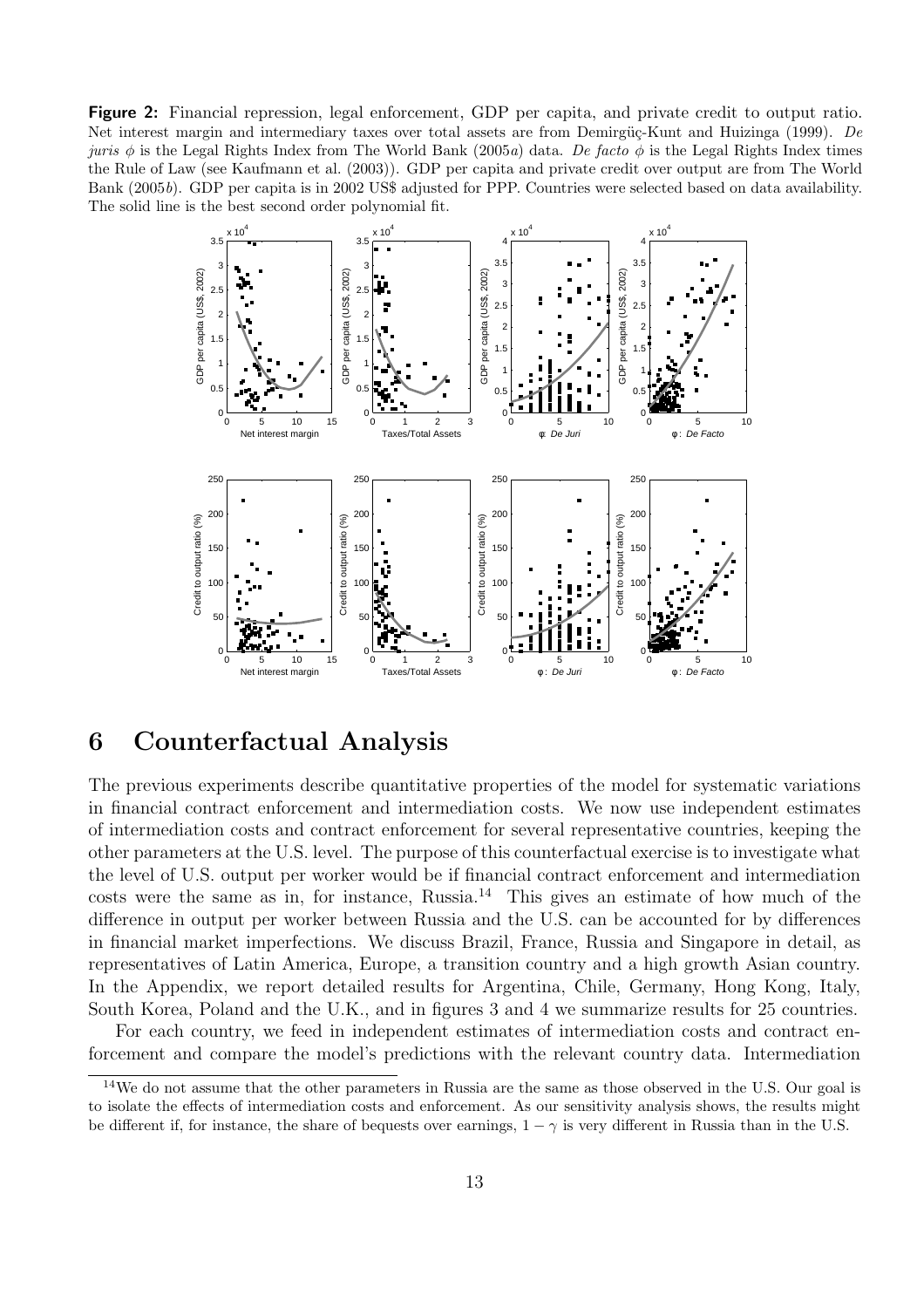**Figure 2:** Financial repression, legal enforcement, GDP per capita, and private credit to output ratio. Net interest margin and intermediary taxes over total assets are from Demirgüç-Kunt and Huizinga (1999). *De juris* $\phi$ is the Legal Rights Index from The World Bank (2005*a*) data. *De facto* $\phi$ is the Legal Rights Index times the Rule of Law (see Kaufmann et al. (2003)). GDP per capita and private credit over output are from The World Bank (2005*b*). GDP per capita is in 2002 US$ adjusted for PPP. Countries were selected based on data availability. The solid line is the best second order polynomial fit.

x 10^4
GDP per capita (US$, 2002)
Net interest margin
Taxes/Total Assets
φ: *De Juri*
φ: *De Facto*
Credit to output ratio (%)

# 6 Counterfactual Analysis

The previous experiments describe quantitative properties of the model for systematic variations in financial contract enforcement and intermediation costs. We now use independent estimates of intermediation costs and contract enforcement for several representative countries, keeping the other parameters at the U.S. level. The purpose of this counterfactual exercise is to investigate what the level of U.S. output per worker would be if financial contract enforcement and intermediation costs were the same as in, for instance, Russia.[14] This gives an estimate of how much of the difference in output per worker between Russia and the U.S. can be accounted for by differences in financial market imperfections. We discuss Brazil, France, Russia and Singapore in detail, as representatives of Latin America, Europe, a transition country and a high growth Asian country. In the Appendix, we report detailed results for Argentina, Chile, Germany, Hong Kong, Italy, South Korea, Poland and the U.K., and in figures 3 and 4 we summarize results for 25 countries.

For each country, we feed in independent estimates of intermediation costs and contract enforcement and compare the model's predictions with the relevant country data. Intermediation

[14] We do not assume that the other parameters in Russia are the same as those observed in the U.S. Our goal is to isolate the effects of intermediation costs and enforcement. As our sensitivity analysis shows, the results might be different if, for instance, the share of bequests over earnings, $1-\gamma$ is very different in Russia than in the U.S.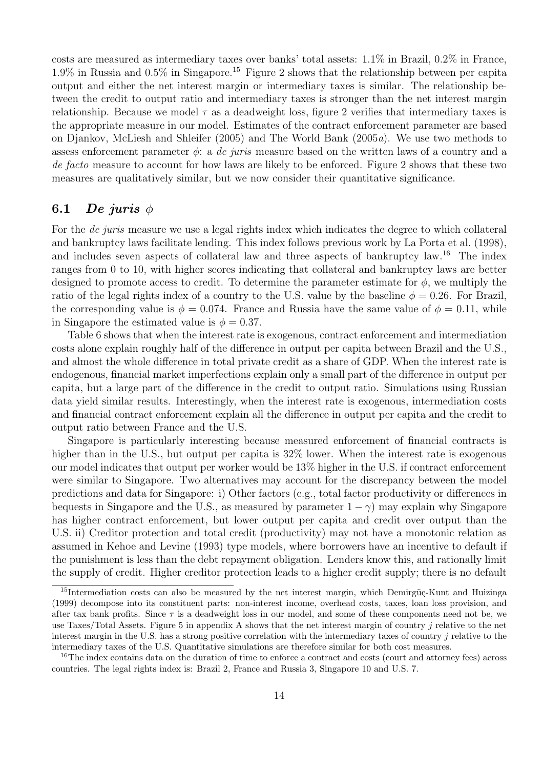costs are measured as intermediary taxes over banks' total assets: 1.1% in Brazil, 0.2% in France, 1.9% in Russia and 0.5% in Singapore.[15] Figure 2 shows that the relationship between per capita output and either the net interest margin or intermediary taxes is similar. The relationship between the credit to output ratio and intermediary taxes is stronger than the net interest margin relationship. Because we model $\tau$ as a deadweight loss, figure 2 verifies that intermediary taxes is the appropriate measure in our model. Estimates of the contract enforcement parameter are based on Djankov, McLiesh and Shleifer (2005) and The World Bank (2005*a*). We use two methods to assess enforcement parameter $\phi$: a *de juris* measure based on the written laws of a country and a *de facto* measure to account for how laws are likely to be enforced. Figure 2 shows that these two measures are qualitatively similar, but we now consider their quantitative significance.

## 6.1 *De juris* $\phi$

For the *de juris* measure we use a legal rights index which indicates the degree to which collateral and bankruptcy laws facilitate lending. This index follows previous work by La Porta et al. (1998), and includes seven aspects of collateral law and three aspects of bankruptcy law.[16] The index ranges from 0 to 10, with higher scores indicating that collateral and bankruptcy laws are better designed to promote access to credit. To determine the parameter estimate for $\phi$, we multiply the ratio of the legal rights index of a country to the U.S. value by the baseline $\phi = 0.26$. For Brazil, the corresponding value is $\phi = 0.074$. France and Russia have the same value of $\phi = 0.11$, while in Singapore the estimated value is $\phi = 0.37$.

Table 6 shows that when the interest rate is exogenous, contract enforcement and intermediation costs alone explain roughly half of the difference in output per capita between Brazil and the U.S., and almost the whole difference in total private credit as a share of GDP. When the interest rate is endogenous, financial market imperfections explain only a small part of the difference in output per capita, but a large part of the difference in the credit to output ratio. Simulations using Russian data yield similar results. Interestingly, when the interest rate is exogenous, intermediation costs and financial contract enforcement explain all the difference in output per capita and the credit to output ratio between France and the U.S.

Singapore is particularly interesting because measured enforcement of financial contracts is higher than in the U.S., but output per capita is 32% lower. When the interest rate is exogenous our model indicates that output per worker would be 13% higher in the U.S. if contract enforcement were similar to Singapore. Two alternatives may account for the discrepancy between the model predictions and data for Singapore: i) Other factors (e.g., total factor productivity or differences in bequests in Singapore and the U.S., as measured by parameter $1 - \gamma$) may explain why Singapore has higher contract enforcement, but lower output per capita and credit over output than the U.S. ii) Creditor protection and total credit (productivity) may not have a monotonic relation as assumed in Kehoe and Levine (1993) type models, where borrowers have an incentive to default if the punishment is less than the debt repayment obligation. Lenders know this, and rationally limit the supply of credit. Higher creditor protection leads to a higher credit supply; there is no default

[15] Intermediation costs can also be measured by the net interest margin, which Demirgüç-Kunt and Huizinga (1999) decompose into its constituent parts: non-interest income, overhead costs, taxes, loan loss provision, and after tax bank profits. Since $\tau$ is a deadweight loss in our model, and some of these components need not be, we use Taxes/Total Assets. Figure 5 in appendix A shows that the net interest margin of country $j$ relative to the net interest margin in the U.S. has a strong positive correlation with the intermediary taxes of country $j$ relative to the intermediary taxes of the U.S. Quantitative simulations are therefore similar for both cost measures.

[16] The index contains data on the duration of time to enforce a contract and costs (court and attorney fees) across countries. The legal rights index is: Brazil 2, France and Russia 3, Singapore 10 and U.S. 7.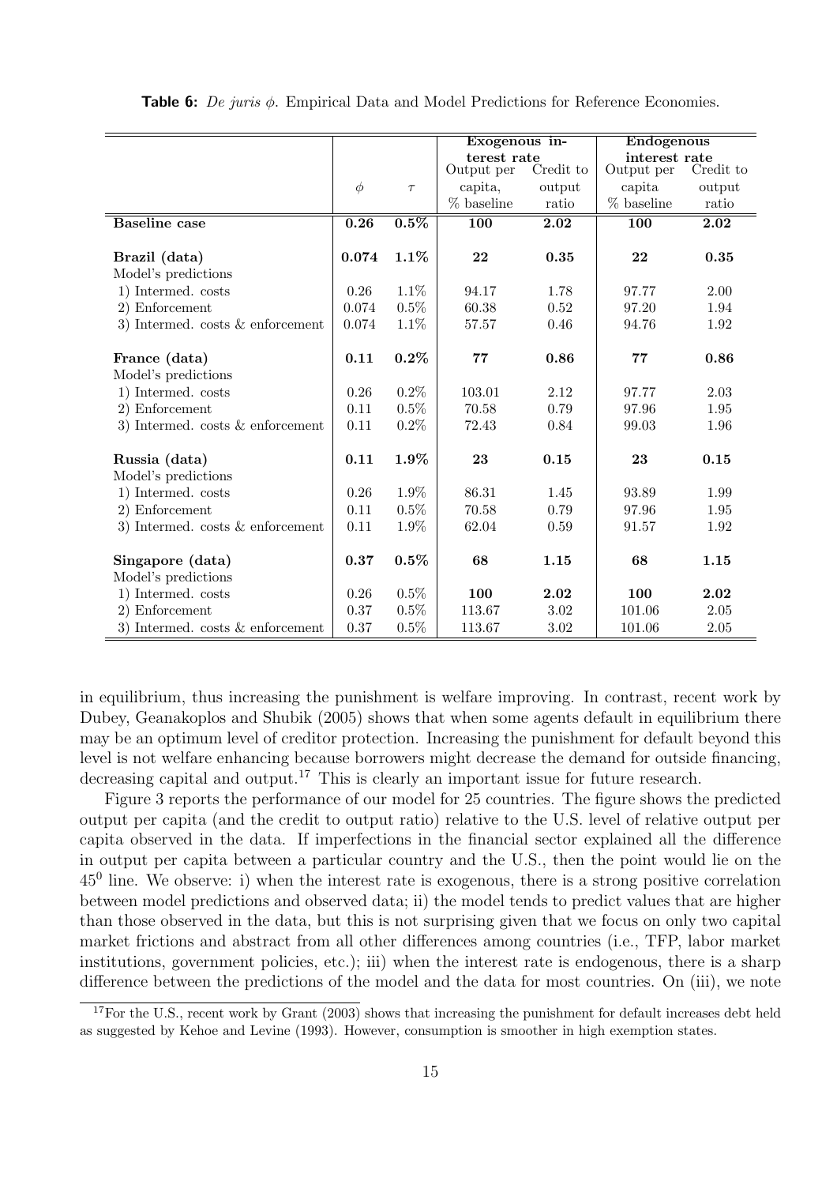**Table 6:** *De juris* $\phi$. Empirical Data and Model Predictions for Reference Economies.

| | | | Exogenous interest rate | | Endogenous interest rate | |
|---|---|---|---|---|---|---|
| | $\phi$ | $\tau$ | Output per capita, % baseline | Credit to output ratio | Output per capita % baseline | Credit to output ratio |
| **Baseline case** | **0.26** | **0.5%** | **100** | **2.02** | **100** | **2.02** |
| **Brazil (data)** | **0.074** | **1.1%** | **22** | **0.35** | **22** | **0.35** |
| Model's predictions | | | | | | |
| 1) Intermed. costs | 0.26 | 1.1% | 94.17 | 1.78 | 97.77 | 2.00 |
| 2) Enforcement | 0.074 | 0.5% | 60.38 | 0.52 | 97.20 | 1.94 |
| 3) Intermed. costs & enforcement | 0.074 | 1.1% | 57.57 | 0.46 | 94.76 | 1.92 |
| **France (data)** | **0.11** | **0.2%** | **77** | **0.86** | **77** | **0.86** |
| Model's predictions | | | | | | |
| 1) Intermed. costs | 0.26 | 0.2% | 103.01 | 2.12 | 97.77 | 2.03 |
| 2) Enforcement | 0.11 | 0.5% | 70.58 | 0.79 | 97.96 | 1.95 |
| 3) Intermed. costs & enforcement | 0.11 | 0.2% | 72.43 | 0.84 | 99.03 | 1.96 |
| **Russia (data)** | **0.11** | **1.9%** | **23** | **0.15** | **23** | **0.15** |
| Model's predictions | | | | | | |
| 1) Intermed. costs | 0.26 | 1.9% | 86.31 | 1.45 | 93.89 | 1.99 |
| 2) Enforcement | 0.11 | 0.5% | 70.58 | 0.79 | 97.96 | 1.95 |
| 3) Intermed. costs & enforcement | 0.11 | 1.9% | 62.04 | 0.59 | 91.57 | 1.92 |
| **Singapore (data)** | **0.37** | **0.5%** | **68** | **1.15** | **68** | **1.15** |
| Model's predictions | | | | | | |
| 1) Intermed. costs | 0.26 | 0.5% | **100** | **2.02** | **100** | **2.02** |
| 2) Enforcement | 0.37 | 0.5% | 113.67 | 3.02 | 101.06 | 2.05 |
| 3) Intermed. costs & enforcement | 0.37 | 0.5% | 113.67 | 3.02 | 101.06 | 2.05 |

in equilibrium, thus increasing the punishment is welfare improving. In contrast, recent work by Dubey, Geanakoplos and Shubik (2005) shows that when some agents default in equilibrium there may be an optimum level of creditor protection. Increasing the punishment for default beyond this level is not welfare enhancing because borrowers might decrease the demand for outside financing, decreasing capital and output.[17] This is clearly an important issue for future research.

Figure 3 reports the performance of our model for 25 countries. The figure shows the predicted output per capita (and the credit to output ratio) relative to the U.S. level of relative output per capita observed in the data. If imperfections in the financial sector explained all the difference in output per capita between a particular country and the U.S., then the point would lie on the $45^0$ line. We observe: i) when the interest rate is exogenous, there is a strong positive correlation between model predictions and observed data; ii) the model tends to predict values that are higher than those observed in the data, but this is not surprising given that we focus on only two capital market frictions and abstract from all other differences among countries (i.e., TFP, labor market institutions, government policies, etc.); iii) when the interest rate is endogenous, there is a sharp difference between the predictions of the model and the data for most countries. On (iii), we note

[17] For the U.S., recent work by Grant (2003) shows that increasing the punishment for default increases debt held as suggested by Kehoe and Levine (1993). However, consumption is smoother in high exemption states.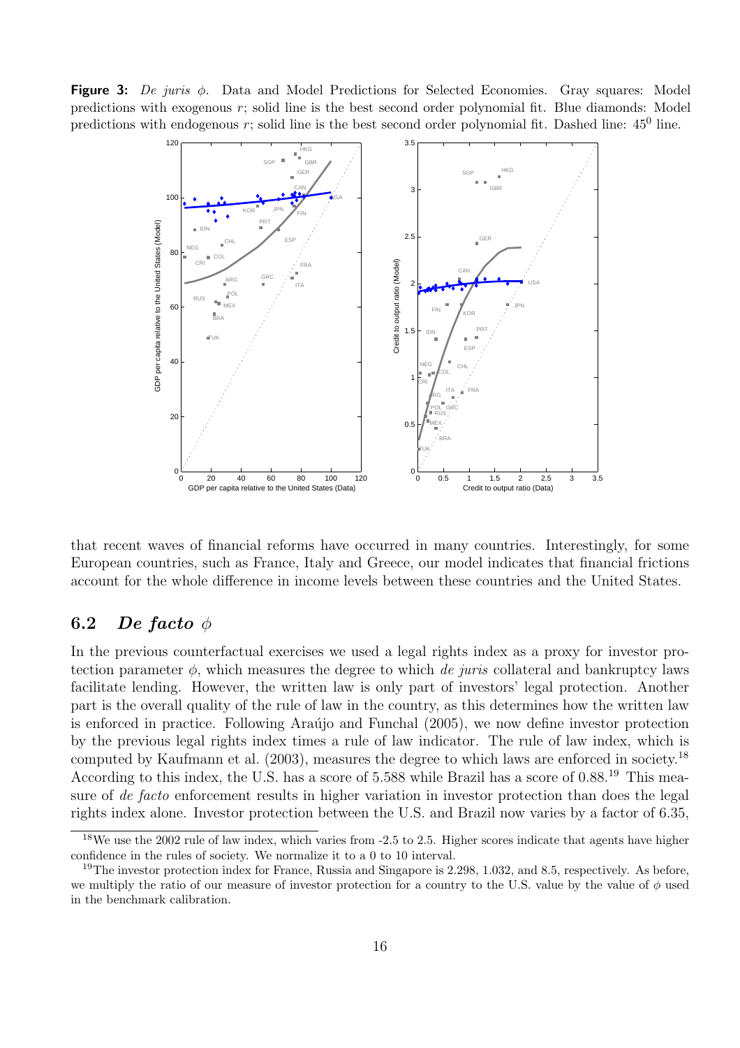**Figure 3:** *De juris* $\phi$. Data and Model Predictions for Selected Economies. Gray squares: Model predictions with exogenous $r$; solid line is the best second order polynomial fit. Blue diamonds: Model predictions with endogenous $r$; solid line is the best second order polynomial fit. Dashed line: $45^0$ line.

GDP per capita relative to the United States (Model)

GDP per capita relative to the United States (Data)

0 20 40 60 80 100 120

HKG SGP GBR GER CAN USA KOR JPN FIN PRT IDN ESP NEG CHL COL CRI FRA ARG GRC ITA POL RUS MEX BRA TUK

Credit to output ratio (Model)

Credit to output ratio (Data)

0 0.5 1 1.5 2 2.5 3 3.5

SGP HKG GBR GER CAN USA FIN KOR JPN IDN PRT ESP NEG CHL COL CRI ITA FRA ARG POL GRC RUS MEX BRA TUK

that recent waves of financial reforms have occurred in many countries. Interestingly, for some European countries, such as France, Italy and Greece, our model indicates that financial frictions account for the whole difference in income levels between these countries and the United States.

## 6.2 *De facto* $\phi$

In the previous counterfactual exercises we used a legal rights index as a proxy for investor protection parameter $\phi$, which measures the degree to which *de juris* collateral and bankruptcy laws facilitate lending. However, the written law is only part of investors' legal protection. Another part is the overall quality of the rule of law in the country, as this determines how the written law is enforced in practice. Following Araújo and Funchal (2005), we now define investor protection by the previous legal rights index times a rule of law indicator. The rule of law index, which is computed by Kaufmann et al. (2003), measures the degree to which laws are enforced in society.[18] According to this index, the U.S. has a score of 5.588 while Brazil has a score of 0.88.[19] This measure of *de facto* enforcement results in higher variation in investor protection than does the legal rights index alone. Investor protection between the U.S. and Brazil now varies by a factor of 6.35,

[18] We use the 2002 rule of law index, which varies from -2.5 to 2.5. Higher scores indicate that agents have higher confidence in the rules of society. We normalize it to a 0 to 10 interval.

[19] The investor protection index for France, Russia and Singapore is 2.298, 1.032, and 8.5, respectively. As before, we multiply the ratio of our measure of investor protection for a country to the U.S. value by the value of $\phi$ used in the benchmark calibration.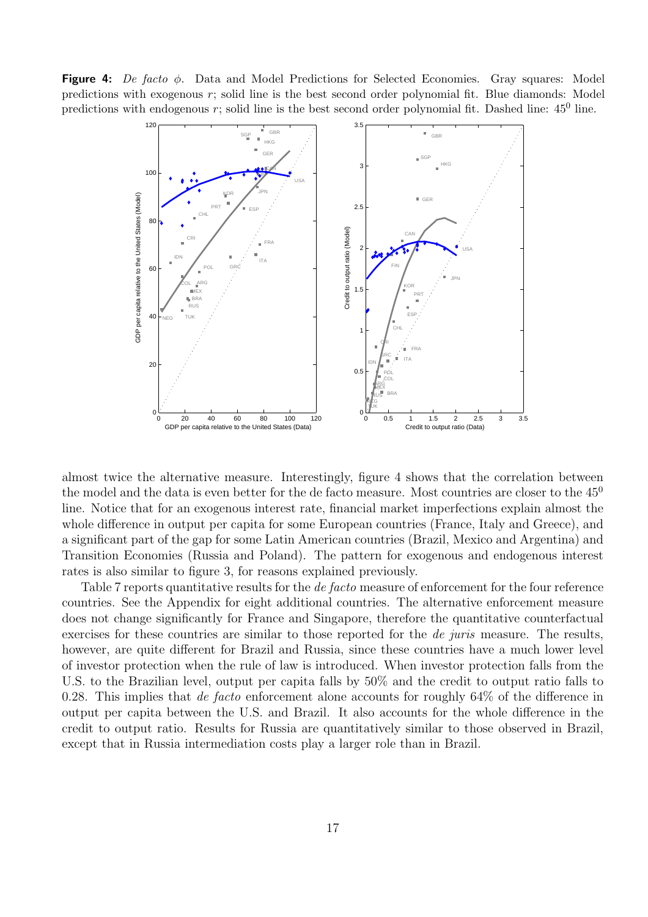**Figure 4:** *De facto* $\phi$. Data and Model Predictions for Selected Economies. Gray squares: Model predictions with exogenous $r$; solid line is the best second order polynomial fit. Blue diamonds: Model predictions with endogenous $r$; solid line is the best second order polynomial fit. Dashed line: $45^0$ line.

GDP per capita relative to the United States (Model)

GDP per capita relative to the United States (Data)

0 20 40 60 80 100 120

SGP GBR HKG GER CAN USA KOR JPN PRT ESP CHL CRI FRA IDN ITA POL GRC COL ARG MEX BRA RUS NEG TUK

Credit to output ratio (Model)

Credit to output ratio (Data)

0 0.5 1 1.5 2 2.5 3 3.5

GBR SGP HKG GER CAN USA FIN JPN KOR PRT ESP CHL CRI FRA GRC ITA IDN POL COL ARG MEX RUS BRA NEG TUK

almost twice the alternative measure. Interestingly, figure 4 shows that the correlation between the model and the data is even better for the de facto measure. Most countries are closer to the $45^0$ line. Notice that for an exogenous interest rate, financial market imperfections explain almost the whole difference in output per capita for some European countries (France, Italy and Greece), and a significant part of the gap for some Latin American countries (Brazil, Mexico and Argentina) and Transition Economies (Russia and Poland). The pattern for exogenous and endogenous interest rates is also similar to figure 3, for reasons explained previously.

Table 7 reports quantitative results for the *de facto* measure of enforcement for the four reference countries. See the Appendix for eight additional countries. The alternative enforcement measure does not change significantly for France and Singapore, therefore the quantitative counterfactual exercises for these countries are similar to those reported for the *de juris* measure. The results, however, are quite different for Brazil and Russia, since these countries have a much lower level of investor protection when the rule of law is introduced. When investor protection falls from the U.S. to the Brazilian level, output per capita falls by 50% and the credit to output ratio falls to 0.28. This implies that *de facto* enforcement alone accounts for roughly 64% of the difference in output per capita between the U.S. and Brazil. It also accounts for the whole difference in the credit to output ratio. Results for Russia are quantitatively similar to those observed in Brazil, except that in Russia intermediation costs play a larger role than in Brazil.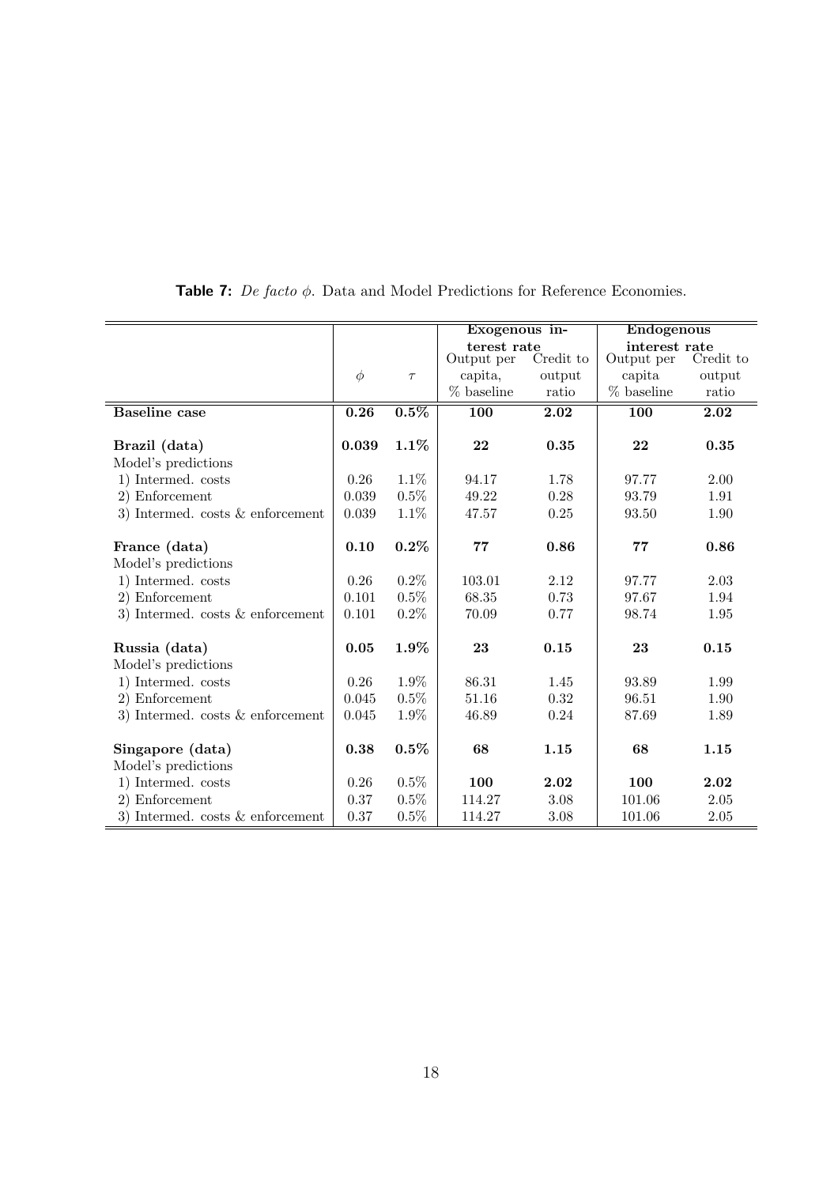**Table 7:** *De facto* $\phi$. Data and Model Predictions for Reference Economies.

| | $\phi$ | $\tau$ | **Exogenous interest rate** | | **Endogenous interest rate** | |
|---|---|---|---|---|---|---|
| | | | Output per capita, % baseline | Credit to output ratio | Output per capita % baseline | Credit to output ratio |
| **Baseline case** | **0.26** | **0.5%** | **100** | **2.02** | **100** | **2.02** |
| **Brazil (data)** | **0.039** | **1.1%** | **22** | **0.35** | **22** | **0.35** |
| Model's predictions | | | | | | |
| 1) Intermed. costs | 0.26 | 1.1% | 94.17 | 1.78 | 97.77 | 2.00 |
| 2) Enforcement | 0.039 | 0.5% | 49.22 | 0.28 | 93.79 | 1.91 |
| 3) Intermed. costs & enforcement | 0.039 | 1.1% | 47.57 | 0.25 | 93.50 | 1.90 |
| **France (data)** | **0.10** | **0.2%** | **77** | **0.86** | **77** | **0.86** |
| Model's predictions | | | | | | |
| 1) Intermed. costs | 0.26 | 0.2% | 103.01 | 2.12 | 97.77 | 2.03 |
| 2) Enforcement | 0.101 | 0.5% | 68.35 | 0.73 | 97.67 | 1.94 |
| 3) Intermed. costs & enforcement | 0.101 | 0.2% | 70.09 | 0.77 | 98.74 | 1.95 |
| **Russia (data)** | **0.05** | **1.9%** | **23** | **0.15** | **23** | **0.15** |
| Model's predictions | | | | | | |
| 1) Intermed. costs | 0.26 | 1.9% | 86.31 | 1.45 | 93.89 | 1.99 |
| 2) Enforcement | 0.045 | 0.5% | 51.16 | 0.32 | 96.51 | 1.90 |
| 3) Intermed. costs & enforcement | 0.045 | 1.9% | 46.89 | 0.24 | 87.69 | 1.89 |
| **Singapore (data)** | **0.38** | **0.5%** | **68** | **1.15** | **68** | **1.15** |
| Model's predictions | | | | | | |
| 1) Intermed. costs | 0.26 | 0.5% | **100** | **2.02** | **100** | **2.02** |
| 2) Enforcement | 0.37 | 0.5% | 114.27 | 3.08 | 101.06 | 2.05 |
| 3) Intermed. costs & enforcement | 0.37 | 0.5% | 114.27 | 3.08 | 101.06 | 2.05 |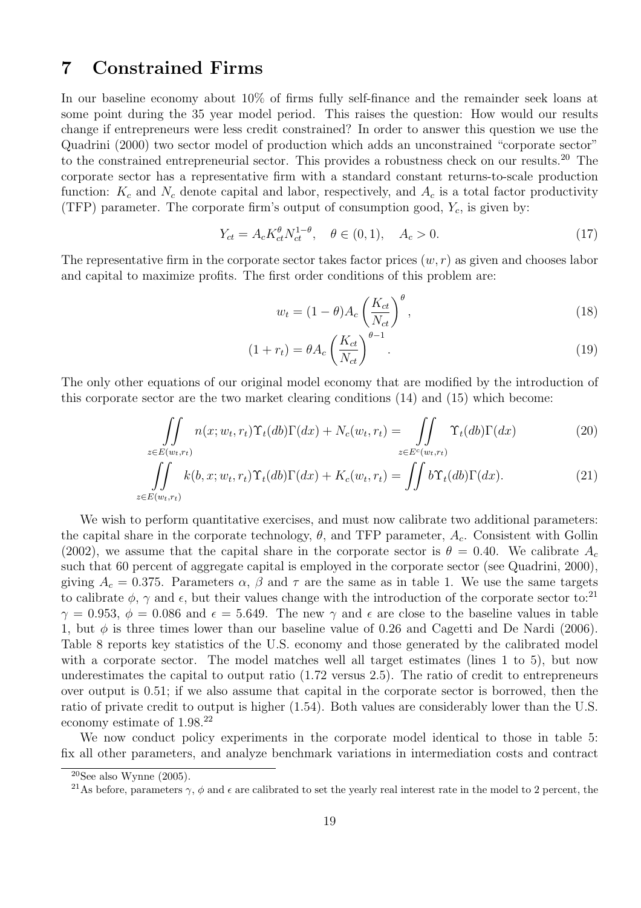# 7 Constrained Firms

In our baseline economy about 10% of firms fully self-finance and the remainder seek loans at some point during the 35 year model period. This raises the question: How would our results change if entrepreneurs were less credit constrained? In order to answer this question we use the Quadrini (2000) two sector model of production which adds an unconstrained "corporate sector" to the constrained entrepreneurial sector. This provides a robustness check on our results.[20] The corporate sector has a representative firm with a standard constant returns-to-scale production function: $K_c$ and $N_c$ denote capital and labor, respectively, and $A_c$ is a total factor productivity (TFP) parameter. The corporate firm's output of consumption good, $Y_c$, is given by:

$$Y_{ct} = A_c K_{ct}^{\theta} N_{ct}^{1-\theta}, \quad \theta \in (0,1), \quad A_c > 0. \tag{17}$$

The representative firm in the corporate sector takes factor prices $(w, r)$ as given and chooses labor and capital to maximize profits. The first order conditions of this problem are:

$$w_t = (1-\theta) A_c \left(\frac{K_{ct}}{N_{ct}}\right)^{\theta}, \tag{18}$$

$$(1+r_t) = \theta A_c \left(\frac{K_{ct}}{N_{ct}}\right)^{\theta-1}. \tag{19}$$

The only other equations of our original model economy that are modified by the introduction of this corporate sector are the two market clearing conditions (14) and (15) which become:

$$\iint_{z \in E(w_t, r_t)} n(x; w_t, r_t) \Upsilon_t(db) \Gamma(dx) + N_c(w_t, r_t) = \iint_{z \in E^c(w_t, r_t)} \Upsilon_t(db) \Gamma(dx) \tag{20}$$

$$\iint_{z \in E(w_t, r_t)} k(b, x; w_t, r_t) \Upsilon_t(db) \Gamma(dx) + K_c(w_t, r_t) = \iint b \Upsilon_t(db) \Gamma(dx). \tag{21}$$

We wish to perform quantitative exercises, and must now calibrate two additional parameters: the capital share in the corporate technology, $\theta$, and TFP parameter, $A_c$. Consistent with Gollin (2002), we assume that the capital share in the corporate sector is $\theta = 0.40$. We calibrate $A_c$ such that 60 percent of aggregate capital is employed in the corporate sector (see Quadrini, 2000), giving $A_c = 0.375$. Parameters $\alpha$, $\beta$ and $\tau$ are the same as in table 1. We use the same targets to calibrate $\phi$, $\gamma$ and $\epsilon$, but their values change with the introduction of the corporate sector to:[21] $\gamma = 0.953$, $\phi = 0.086$ and $\epsilon = 5.649$. The new $\gamma$ and $\epsilon$ are close to the baseline values in table 1, but $\phi$ is three times lower than our baseline value of 0.26 and Cagetti and De Nardi (2006). Table 8 reports key statistics of the U.S. economy and those generated by the calibrated model with a corporate sector. The model matches well all target estimates (lines 1 to 5), but now underestimates the capital to output ratio (1.72 versus 2.5). The ratio of credit to entrepreneurs over output is 0.51; if we also assume that capital in the corporate sector is borrowed, then the ratio of private credit to output is higher (1.54). Both values are considerably lower than the U.S. economy estimate of 1.98.[22]

We now conduct policy experiments in the corporate model identical to those in table 5: fix all other parameters, and analyze benchmark variations in intermediation costs and contract

---

[20] See also Wynne (2005).

[21] As before, parameters $\gamma$, $\phi$ and $\epsilon$ are calibrated to set the yearly real interest rate in the model to 2 percent, the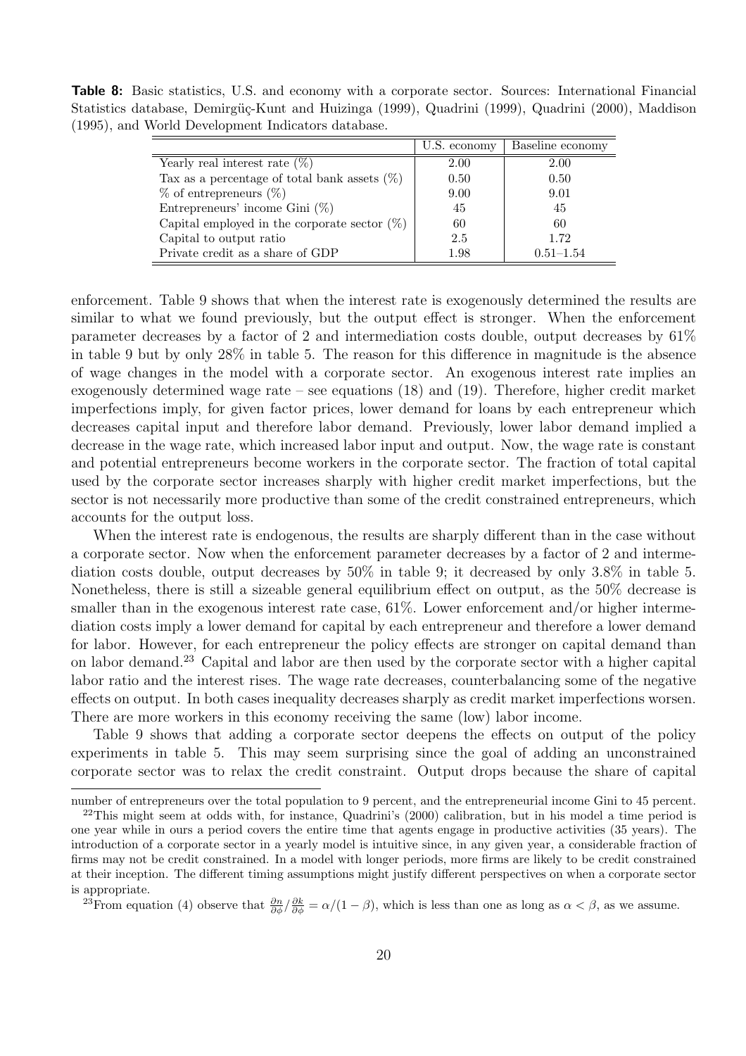**Table 8:** Basic statistics, U.S. and economy with a corporate sector. Sources: International Financial Statistics database, Demirgüç-Kunt and Huizinga (1999), Quadrini (1999), Quadrini (2000), Maddison (1995), and World Development Indicators database.

| | U.S. economy | Baseline economy |
|---|---|---|
| Yearly real interest rate (%) | 2.00 | 2.00 |
| Tax as a percentage of total bank assets (%) | 0.50 | 0.50 |
| % of entrepreneurs (%) | 9.00 | 9.01 |
| Entrepreneurs' income Gini (%) | 45 | 45 |
| Capital employed in the corporate sector (%) | 60 | 60 |
| Capital to output ratio | 2.5 | 1.72 |
| Private credit as a share of GDP | 1.98 | 0.51–1.54 |

enforcement. Table 9 shows that when the interest rate is exogenously determined the results are similar to what we found previously, but the output effect is stronger. When the enforcement parameter decreases by a factor of 2 and intermediation costs double, output decreases by 61% in table 9 but by only 28% in table 5. The reason for this difference in magnitude is the absence of wage changes in the model with a corporate sector. An exogenous interest rate implies an exogenously determined wage rate – see equations (18) and (19). Therefore, higher credit market imperfections imply, for given factor prices, lower demand for loans by each entrepreneur which decreases capital input and therefore labor demand. Previously, lower labor demand implied a decrease in the wage rate, which increased labor input and output. Now, the wage rate is constant and potential entrepreneurs become workers in the corporate sector. The fraction of total capital used by the corporate sector increases sharply with higher credit market imperfections, but the sector is not necessarily more productive than some of the credit constrained entrepreneurs, which accounts for the output loss.

When the interest rate is endogenous, the results are sharply different than in the case without a corporate sector. Now when the enforcement parameter decreases by a factor of 2 and intermediation costs double, output decreases by 50% in table 9; it decreased by only 3.8% in table 5. Nonetheless, there is still a sizeable general equilibrium effect on output, as the 50% decrease is smaller than in the exogenous interest rate case, 61%. Lower enforcement and/or higher intermediation costs imply a lower demand for capital by each entrepreneur and therefore a lower demand for labor. However, for each entrepreneur the policy effects are stronger on capital demand than on labor demand.[23] Capital and labor are then used by the corporate sector with a higher capital labor ratio and the interest rises. The wage rate decreases, counterbalancing some of the negative effects on output. In both cases inequality decreases sharply as credit market imperfections worsen. There are more workers in this economy receiving the same (low) labor income.

Table 9 shows that adding a corporate sector deepens the effects on output of the policy experiments in table 5. This may seem surprising since the goal of adding an unconstrained corporate sector was to relax the credit constraint. Output drops because the share of capital

number of entrepreneurs over the total population to 9 percent, and the entrepreneurial income Gini to 45 percent.

[22]This might seem at odds with, for instance, Quadrini's (2000) calibration, but in his model a time period is one year while in ours a period covers the entire time that agents engage in productive activities (35 years). The introduction of a corporate sector in a yearly model is intuitive since, in any given year, a considerable fraction of firms may not be credit constrained. In a model with longer periods, more firms are likely to be credit constrained at their inception. The different timing assumptions might justify different perspectives on when a corporate sector is appropriate.

[23]From equation (4) observe that $\frac{\partial n}{\partial \phi} / \frac{\partial k}{\partial \phi} = \alpha/(1-\beta)$, which is less than one as long as $\alpha < \beta$, as we assume.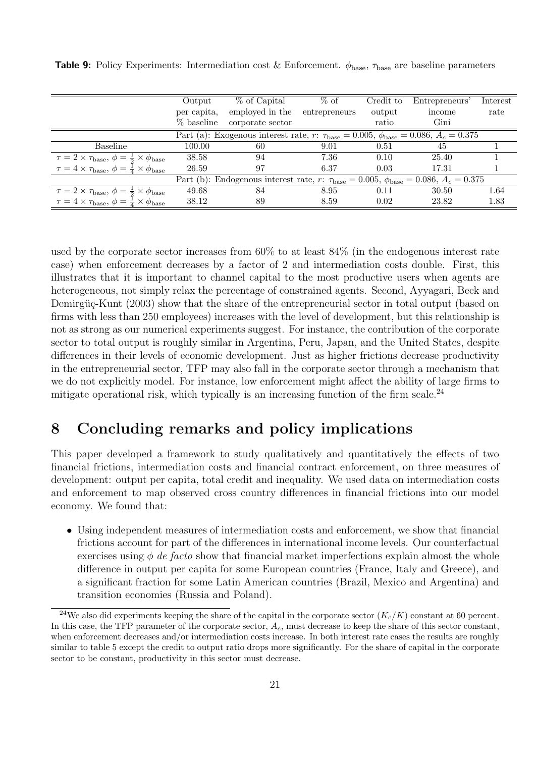**Table 9:** Policy Experiments: Intermediation cost & Enforcement. $\phi_{\text{base}}$, $\tau_{\text{base}}$ are baseline parameters

| | Output per capita, % baseline | % of Capital employed in the corporate sector | % of entrepreneurs | Credit to output ratio | Entrepreneurs' income Gini | Interest rate |
|---|---|---|---|---|---|---|
| | Part (a): Exogenous interest rate, $r$: $\tau_{\text{base}} = 0.005$, $\phi_{\text{base}} = 0.086$, $A_c = 0.375$ | | | | | |
| Baseline | 100.00 | 60 | 9.01 | 0.51 | 45 | 1 |
| $\tau = 2 \times \tau_{\text{base}}$, $\phi = \frac{1}{2} \times \phi_{\text{base}}$ | 38.58 | 94 | 7.36 | 0.10 | 25.40 | 1 |
| $\tau = 4 \times \tau_{\text{base}}$, $\phi = \frac{1}{4} \times \phi_{\text{base}}$ | 26.59 | 97 | 6.37 | 0.03 | 17.31 | 1 |
| | Part (b): Endogenous interest rate, $r$: $\tau_{\text{base}} = 0.005$, $\phi_{\text{base}} = 0.086$, $A_c = 0.375$ | | | | | |
| $\tau = 2 \times \tau_{\text{base}}$, $\phi = \frac{1}{2} \times \phi_{\text{base}}$ | 49.68 | 84 | 8.95 | 0.11 | 30.50 | 1.64 |
| $\tau = 4 \times \tau_{\text{base}}$, $\phi = \frac{1}{4} \times \phi_{\text{base}}$ | 38.12 | 89 | 8.59 | 0.02 | 23.82 | 1.83 |

used by the corporate sector increases from 60% to at least 84% (in the endogenous interest rate case) when enforcement decreases by a factor of 2 and intermediation costs double. First, this illustrates that it is important to channel capital to the most productive users when agents are heterogeneous, not simply relax the percentage of constrained agents. Second, Ayyagari, Beck and Demirgüç-Kunt (2003) show that the share of the entrepreneurial sector in total output (based on firms with less than 250 employees) increases with the level of development, but this relationship is not as strong as our numerical experiments suggest. For instance, the contribution of the corporate sector to total output is roughly similar in Argentina, Peru, Japan, and the United States, despite differences in their levels of economic development. Just as higher frictions decrease productivity in the entrepreneurial sector, TFP may also fall in the corporate sector through a mechanism that we do not explicitly model. For instance, low enforcement might affect the ability of large firms to mitigate operational risk, which typically is an increasing function of the firm scale.[24]

# 8 Concluding remarks and policy implications

This paper developed a framework to study qualitatively and quantitatively the effects of two financial frictions, intermediation costs and financial contract enforcement, on three measures of development: output per capita, total credit and inequality. We used data on intermediation costs and enforcement to map observed cross country differences in financial frictions into our model economy. We found that:

- Using independent measures of intermediation costs and enforcement, we show that financial frictions account for part of the differences in international income levels. Our counterfactual exercises using $\phi$ *de facto* show that financial market imperfections explain almost the whole difference in output per capita for some European countries (France, Italy and Greece), and a significant fraction for some Latin American countries (Brazil, Mexico and Argentina) and transition economies (Russia and Poland).

[24]We also did experiments keeping the share of the capital in the corporate sector ($K_c/K$) constant at 60 percent. In this case, the TFP parameter of the corporate sector, $A_c$, must decrease to keep the share of this sector constant, when enforcement decreases and/or intermediation costs increase. In both interest rate cases the results are roughly similar to table 5 except the credit to output ratio drops more significantly. For the share of capital in the corporate sector to be constant, productivity in this sector must decrease.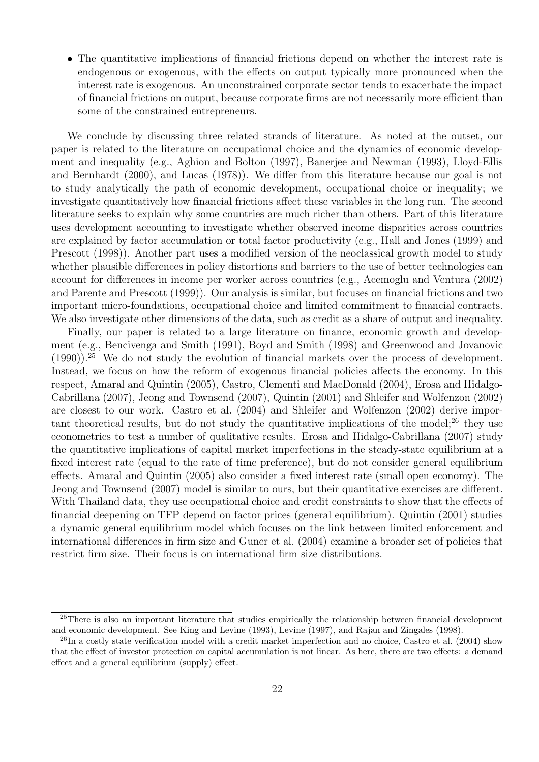- The quantitative implications of financial frictions depend on whether the interest rate is endogenous or exogenous, with the effects on output typically more pronounced when the interest rate is exogenous. An unconstrained corporate sector tends to exacerbate the impact of financial frictions on output, because corporate firms are not necessarily more efficient than some of the constrained entrepreneurs.

We conclude by discussing three related strands of literature. As noted at the outset, our paper is related to the literature on occupational choice and the dynamics of economic development and inequality (e.g., Aghion and Bolton (1997), Banerjee and Newman (1993), Lloyd-Ellis and Bernhardt (2000), and Lucas (1978)). We differ from this literature because our goal is not to study analytically the path of economic development, occupational choice or inequality; we investigate quantitatively how financial frictions affect these variables in the long run. The second literature seeks to explain why some countries are much richer than others. Part of this literature uses development accounting to investigate whether observed income disparities across countries are explained by factor accumulation or total factor productivity (e.g., Hall and Jones (1999) and Prescott (1998)). Another part uses a modified version of the neoclassical growth model to study whether plausible differences in policy distortions and barriers to the use of better technologies can account for differences in income per worker across countries (e.g., Acemoglu and Ventura (2002) and Parente and Prescott (1999)). Our analysis is similar, but focuses on financial frictions and two important micro-foundations, occupational choice and limited commitment to financial contracts. We also investigate other dimensions of the data, such as credit as a share of output and inequality.

Finally, our paper is related to a large literature on finance, economic growth and development (e.g., Bencivenga and Smith (1991), Boyd and Smith (1998) and Greenwood and Jovanovic (1990)).[25] We do not study the evolution of financial markets over the process of development. Instead, we focus on how the reform of exogenous financial policies affects the economy. In this respect, Amaral and Quintin (2005), Castro, Clementi and MacDonald (2004), Erosa and Hidalgo-Cabrillana (2007), Jeong and Townsend (2007), Quintin (2001) and Shleifer and Wolfenzon (2002) are closest to our work. Castro et al. (2004) and Shleifer and Wolfenzon (2002) derive important theoretical results, but do not study the quantitative implications of the model;[26] they use econometrics to test a number of qualitative results. Erosa and Hidalgo-Cabrillana (2007) study the quantitative implications of capital market imperfections in the steady-state equilibrium at a fixed interest rate (equal to the rate of time preference), but do not consider general equilibrium effects. Amaral and Quintin (2005) also consider a fixed interest rate (small open economy). The Jeong and Townsend (2007) model is similar to ours, but their quantitative exercises are different. With Thailand data, they use occupational choice and credit constraints to show that the effects of financial deepening on TFP depend on factor prices (general equilibrium). Quintin (2001) studies a dynamic general equilibrium model which focuses on the link between limited enforcement and international differences in firm size and Guner et al. (2004) examine a broader set of policies that restrict firm size. Their focus is on international firm size distributions.

[25] There is also an important literature that studies empirically the relationship between financial development and economic development. See King and Levine (1993), Levine (1997), and Rajan and Zingales (1998).

[26] In a costly state verification model with a credit market imperfection and no choice, Castro et al. (2004) show that the effect of investor protection on capital accumulation is not linear. As here, there are two effects: a demand effect and a general equilibrium (supply) effect.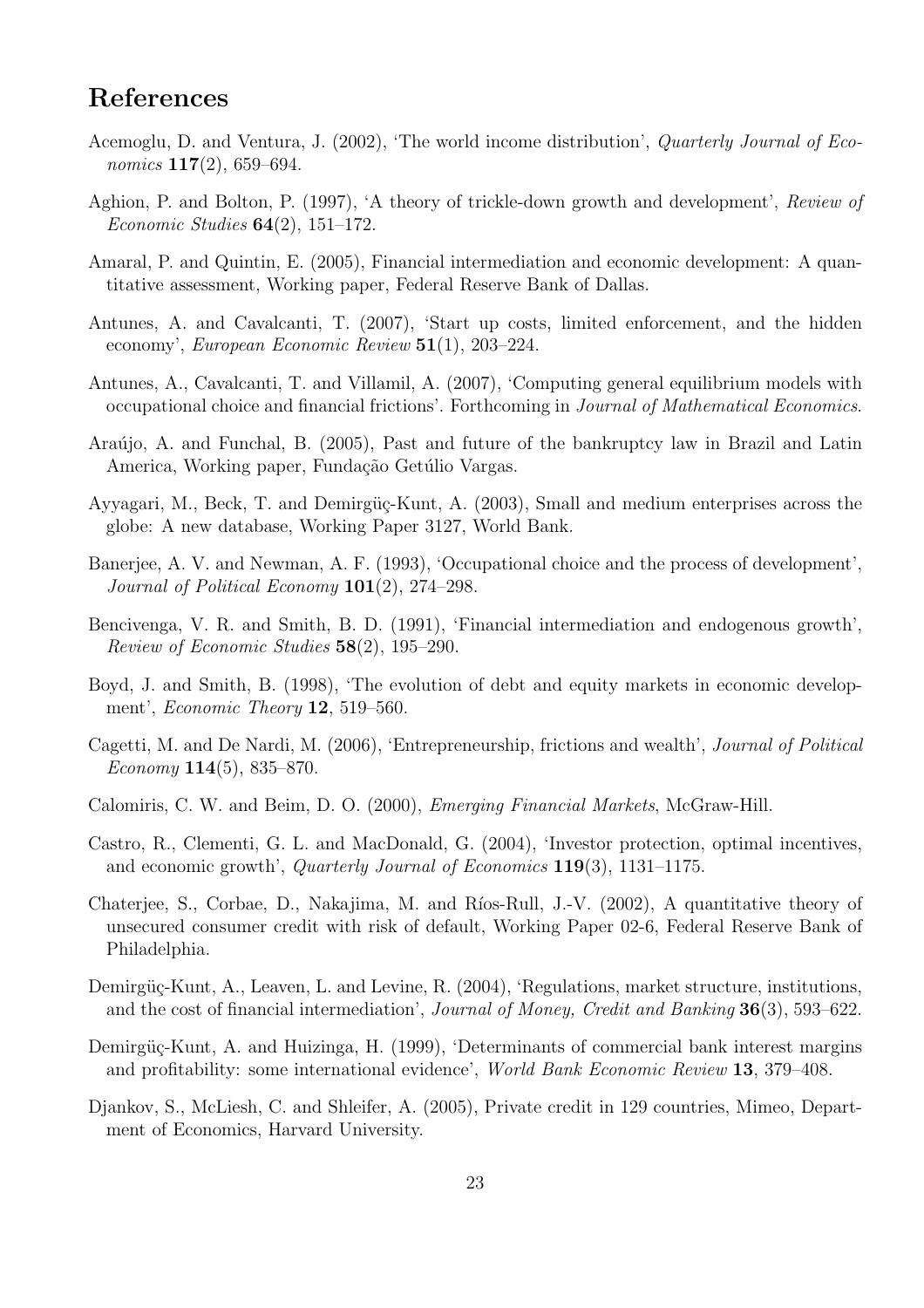# References

Acemoglu, D. and Ventura, J. (2002), 'The world income distribution', *Quarterly Journal of Economics* **117**(2), 659–694.

Aghion, P. and Bolton, P. (1997), 'A theory of trickle-down growth and development', *Review of Economic Studies* **64**(2), 151–172.

Amaral, P. and Quintin, E. (2005), Financial intermediation and economic development: A quantitative assessment, Working paper, Federal Reserve Bank of Dallas.

Antunes, A. and Cavalcanti, T. (2007), 'Start up costs, limited enforcement, and the hidden economy', *European Economic Review* **51**(1), 203–224.

Antunes, A., Cavalcanti, T. and Villamil, A. (2007), 'Computing general equilibrium models with occupational choice and financial frictions'. Forthcoming in *Journal of Mathematical Economics*.

Araújo, A. and Funchal, B. (2005), Past and future of the bankruptcy law in Brazil and Latin America, Working paper, Fundação Getúlio Vargas.

Ayyagari, M., Beck, T. and Demirgüç-Kunt, A. (2003), Small and medium enterprises across the globe: A new database, Working Paper 3127, World Bank.

Banerjee, A. V. and Newman, A. F. (1993), 'Occupational choice and the process of development', *Journal of Political Economy* **101**(2), 274–298.

Bencivenga, V. R. and Smith, B. D. (1991), 'Financial intermediation and endogenous growth', *Review of Economic Studies* **58**(2), 195–290.

Boyd, J. and Smith, B. (1998), 'The evolution of debt and equity markets in economic development', *Economic Theory* **12**, 519–560.

Cagetti, M. and De Nardi, M. (2006), 'Entrepreneurship, frictions and wealth', *Journal of Political Economy* **114**(5), 835–870.

Calomiris, C. W. and Beim, D. O. (2000), *Emerging Financial Markets*, McGraw-Hill.

Castro, R., Clementi, G. L. and MacDonald, G. (2004), 'Investor protection, optimal incentives, and economic growth', *Quarterly Journal of Economics* **119**(3), 1131–1175.

Chaterjee, S., Corbae, D., Nakajima, M. and Ríos-Rull, J.-V. (2002), A quantitative theory of unsecured consumer credit with risk of default, Working Paper 02-6, Federal Reserve Bank of Philadelphia.

Demirgüç-Kunt, A., Leaven, L. and Levine, R. (2004), 'Regulations, market structure, institutions, and the cost of financial intermediation', *Journal of Money, Credit and Banking* **36**(3), 593–622.

Demirgüç-Kunt, A. and Huizinga, H. (1999), 'Determinants of commercial bank interest margins and profitability: some international evidence', *World Bank Economic Review* **13**, 379–408.

Djankov, S., McLiesh, C. and Shleifer, A. (2005), Private credit in 129 countries, Mimeo, Department of Economics, Harvard University.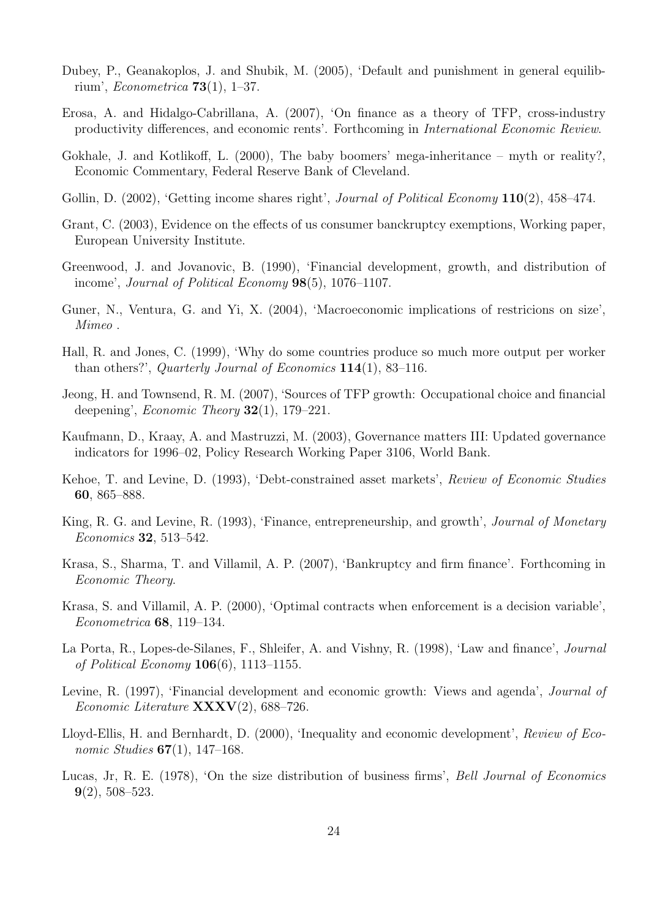Dubey, P., Geanakoplos, J. and Shubik, M. (2005), 'Default and punishment in general equilibrium', *Econometrica* **73**(1), 1–37.

Erosa, A. and Hidalgo-Cabrillana, A. (2007), 'On finance as a theory of TFP, cross-industry productivity differences, and economic rents'. Forthcoming in *International Economic Review*.

Gokhale, J. and Kotlikoff, L. (2000), The baby boomers' mega-inheritance – myth or reality?, Economic Commentary, Federal Reserve Bank of Cleveland.

Gollin, D. (2002), 'Getting income shares right', *Journal of Political Economy* **110**(2), 458–474.

Grant, C. (2003), Evidence on the effects of us consumer banckruptcy exemptions, Working paper, European University Institute.

Greenwood, J. and Jovanovic, B. (1990), 'Financial development, growth, and distribution of income', *Journal of Political Economy* **98**(5), 1076–1107.

Guner, N., Ventura, G. and Yi, X. (2004), 'Macroeconomic implications of restricions on size', *Mimeo* .

Hall, R. and Jones, C. (1999), 'Why do some countries produce so much more output per worker than others?', *Quarterly Journal of Economics* **114**(1), 83–116.

Jeong, H. and Townsend, R. M. (2007), 'Sources of TFP growth: Occupational choice and financial deepening', *Economic Theory* **32**(1), 179–221.

Kaufmann, D., Kraay, A. and Mastruzzi, M. (2003), Governance matters III: Updated governance indicators for 1996–02, Policy Research Working Paper 3106, World Bank.

Kehoe, T. and Levine, D. (1993), 'Debt-constrained asset markets', *Review of Economic Studies* **60**, 865–888.

King, R. G. and Levine, R. (1993), 'Finance, entrepreneurship, and growth', *Journal of Monetary Economics* **32**, 513–542.

Krasa, S., Sharma, T. and Villamil, A. P. (2007), 'Bankruptcy and firm finance'. Forthcoming in *Economic Theory*.

Krasa, S. and Villamil, A. P. (2000), 'Optimal contracts when enforcement is a decision variable', *Econometrica* **68**, 119–134.

La Porta, R., Lopes-de-Silanes, F., Shleifer, A. and Vishny, R. (1998), 'Law and finance', *Journal of Political Economy* **106**(6), 1113–1155.

Levine, R. (1997), 'Financial development and economic growth: Views and agenda', *Journal of Economic Literature* **XXXV**(2), 688–726.

Lloyd-Ellis, H. and Bernhardt, D. (2000), 'Inequality and economic development', *Review of Economic Studies* **67**(1), 147–168.

Lucas, Jr, R. E. (1978), 'On the size distribution of business firms', *Bell Journal of Economics* **9**(2), 508–523.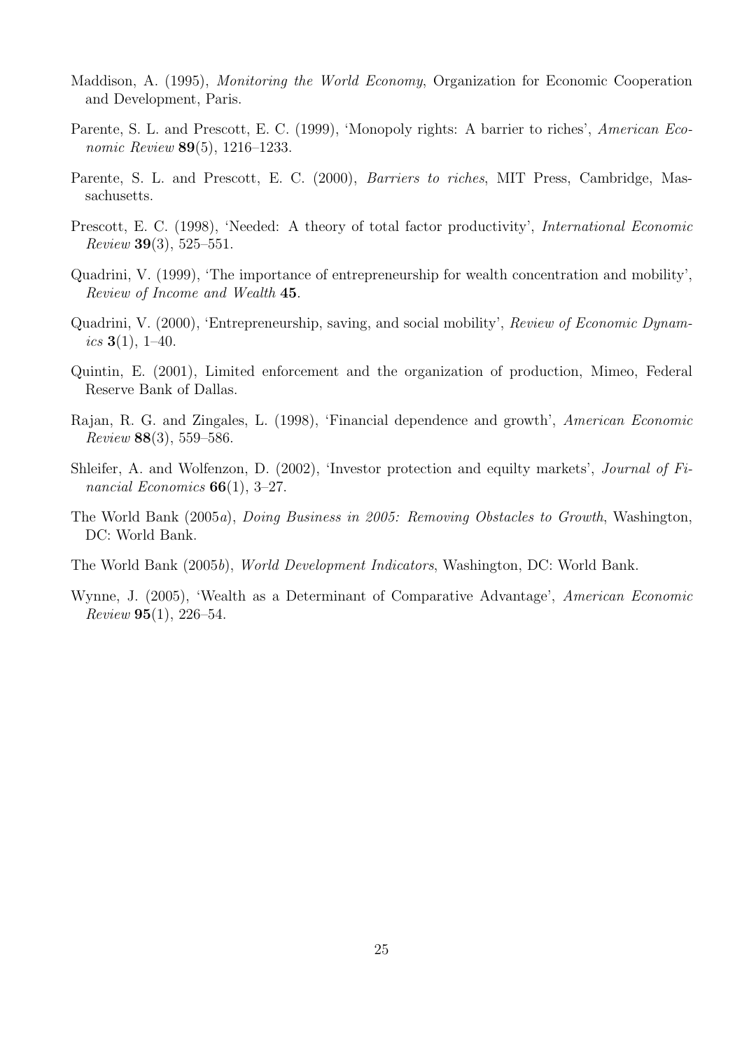Maddison, A. (1995), *Monitoring the World Economy*, Organization for Economic Cooperation and Development, Paris.

Parente, S. L. and Prescott, E. C. (1999), 'Monopoly rights: A barrier to riches', *American Economic Review* **89**(5), 1216–1233.

Parente, S. L. and Prescott, E. C. (2000), *Barriers to riches*, MIT Press, Cambridge, Massachusetts.

Prescott, E. C. (1998), 'Needed: A theory of total factor productivity', *International Economic Review* **39**(3), 525–551.

Quadrini, V. (1999), 'The importance of entrepreneurship for wealth concentration and mobility', *Review of Income and Wealth* **45**.

Quadrini, V. (2000), 'Entrepreneurship, saving, and social mobility', *Review of Economic Dynamics* **3**(1), 1–40.

Quintin, E. (2001), Limited enforcement and the organization of production, Mimeo, Federal Reserve Bank of Dallas.

Rajan, R. G. and Zingales, L. (1998), 'Financial dependence and growth', *American Economic Review* **88**(3), 559–586.

Shleifer, A. and Wolfenzon, D. (2002), 'Investor protection and equilty markets', *Journal of Financial Economics* **66**(1), 3–27.

The World Bank (2005*a*), *Doing Business in 2005: Removing Obstacles to Growth*, Washington, DC: World Bank.

The World Bank (2005*b*), *World Development Indicators*, Washington, DC: World Bank.

Wynne, J. (2005), 'Wealth as a Determinant of Comparative Advantage', *American Economic Review* **95**(1), 226–54.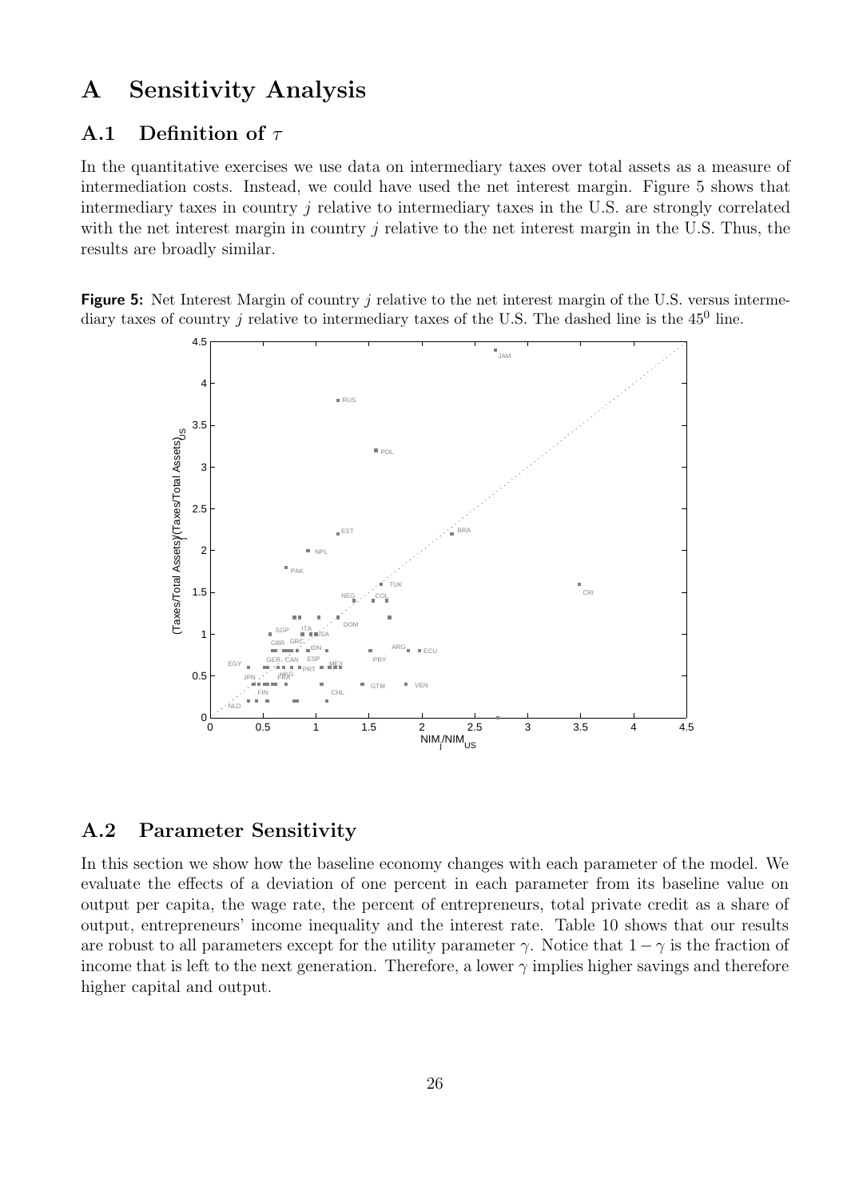# A Sensitivity Analysis

## A.1 Definition of $\tau$

In the quantitative exercises we use data on intermediary taxes over total assets as a measure of intermediation costs. Instead, we could have used the net interest margin. Figure 5 shows that intermediary taxes in country $j$ relative to intermediary taxes in the U.S. are strongly correlated with the net interest margin in country $j$ relative to the net interest margin in the U.S. Thus, the results are broadly similar.

**Figure 5:** Net Interest Margin of country $j$ relative to the net interest margin of the U.S. versus intermediary taxes of country $j$ relative to intermediary taxes of the U.S. The dashed line is the $45^0$ line.

(Taxes/Total Assets)$_j$/(Taxes/Total Assets)$_{US}$

NIM$_j$/NIM$_{US}$

0 0.5 1 1.5 2 2.5 3 3.5 4 4.5

JAM RUS POL EST BRA NPL PAK TUK CRI NEG COL DOM SGP ITA USA GBR GRC IDN ARG ECU PRY EGY GER CAN ESP MEX PRT HKG FRA JPN GTM VEN CHL FIN NLD

## A.2 Parameter Sensitivity

In this section we show how the baseline economy changes with each parameter of the model. We evaluate the effects of a deviation of one percent in each parameter from its baseline value on output per capita, the wage rate, the percent of entrepreneurs, total private credit as a share of output, entrepreneurs' income inequality and the interest rate. Table 10 shows that our results are robust to all parameters except for the utility parameter $\gamma$. Notice that $1-\gamma$ is the fraction of income that is left to the next generation. Therefore, a lower $\gamma$ implies higher savings and therefore higher capital and output.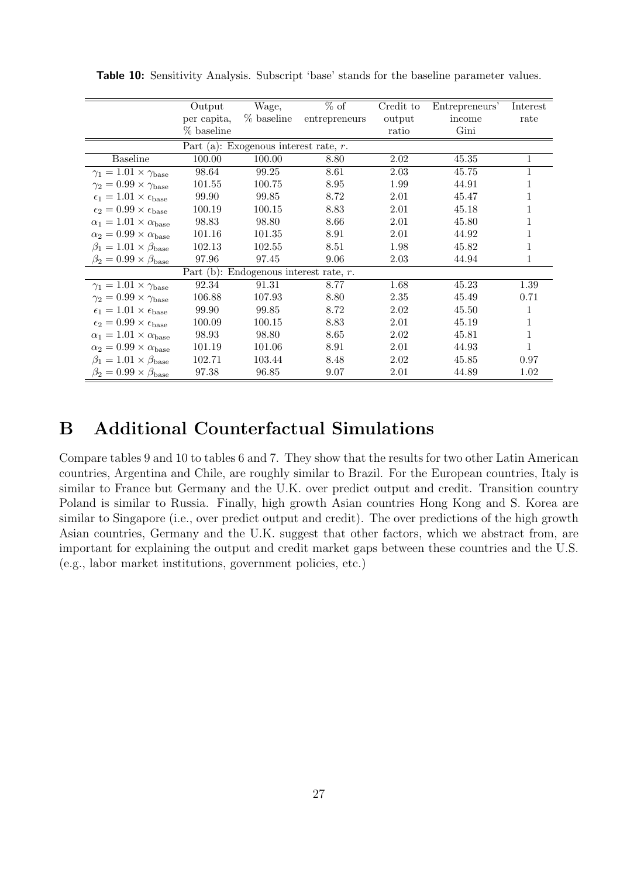**Table 10:** Sensitivity Analysis. Subscript 'base' stands for the baseline parameter values.

| | Output per capita, % baseline | Wage, % baseline | % of entrepreneurs | Credit to output ratio | Entrepreneurs' income Gini | Interest rate |
|---|---|---|---|---|---|---|
| Part (a): Exogenous interest rate, $r$. | | | | | | |
| Baseline | 100.00 | 100.00 | 8.80 | 2.02 | 45.35 | 1 |
| $\gamma_1 = 1.01 \times \gamma_{\text{base}}$ | 98.64 | 99.25 | 8.61 | 2.03 | 45.75 | 1 |
| $\gamma_2 = 0.99 \times \gamma_{\text{base}}$ | 101.55 | 100.75 | 8.95 | 1.99 | 44.91 | 1 |
| $\epsilon_1 = 1.01 \times \epsilon_{\text{base}}$ | 99.90 | 99.85 | 8.72 | 2.01 | 45.47 | 1 |
| $\epsilon_2 = 0.99 \times \epsilon_{\text{base}}$ | 100.19 | 100.15 | 8.83 | 2.01 | 45.18 | 1 |
| $\alpha_1 = 1.01 \times \alpha_{\text{base}}$ | 98.83 | 98.80 | 8.66 | 2.01 | 45.80 | 1 |
| $\alpha_2 = 0.99 \times \alpha_{\text{base}}$ | 101.16 | 101.35 | 8.91 | 2.01 | 44.92 | 1 |
| $\beta_1 = 1.01 \times \beta_{\text{base}}$ | 102.13 | 102.55 | 8.51 | 1.98 | 45.82 | 1 |
| $\beta_2 = 0.99 \times \beta_{\text{base}}$ | 97.96 | 97.45 | 9.06 | 2.03 | 44.94 | 1 |
| Part (b): Endogenous interest rate, $r$. | | | | | | |
| $\gamma_1 = 1.01 \times \gamma_{\text{base}}$ | 92.34 | 91.31 | 8.77 | 1.68 | 45.23 | 1.39 |
| $\gamma_2 = 0.99 \times \gamma_{\text{base}}$ | 106.88 | 107.93 | 8.80 | 2.35 | 45.49 | 0.71 |
| $\epsilon_1 = 1.01 \times \epsilon_{\text{base}}$ | 99.90 | 99.85 | 8.72 | 2.02 | 45.50 | 1 |
| $\epsilon_2 = 0.99 \times \epsilon_{\text{base}}$ | 100.09 | 100.15 | 8.83 | 2.01 | 45.19 | 1 |
| $\alpha_1 = 1.01 \times \alpha_{\text{base}}$ | 98.93 | 98.80 | 8.65 | 2.02 | 45.81 | 1 |
| $\alpha_2 = 0.99 \times \alpha_{\text{base}}$ | 101.19 | 101.06 | 8.91 | 2.01 | 44.93 | 1 |
| $\beta_1 = 1.01 \times \beta_{\text{base}}$ | 102.71 | 103.44 | 8.48 | 2.02 | 45.85 | 0.97 |
| $\beta_2 = 0.99 \times \beta_{\text{base}}$ | 97.38 | 96.85 | 9.07 | 2.01 | 44.89 | 1.02 |

# B Additional Counterfactual Simulations

Compare tables 9 and 10 to tables 6 and 7. They show that the results for two other Latin American countries, Argentina and Chile, are roughly similar to Brazil. For the European countries, Italy is similar to France but Germany and the U.K. over predict output and credit. Transition country Poland is similar to Russia. Finally, high growth Asian countries Hong Kong and S. Korea are similar to Singapore (i.e., over predict output and credit). The over predictions of the high growth Asian countries, Germany and the U.K. suggest that other factors, which we abstract from, are important for explaining the output and credit market gaps between these countries and the U.S. (e.g., labor market institutions, government policies, etc.)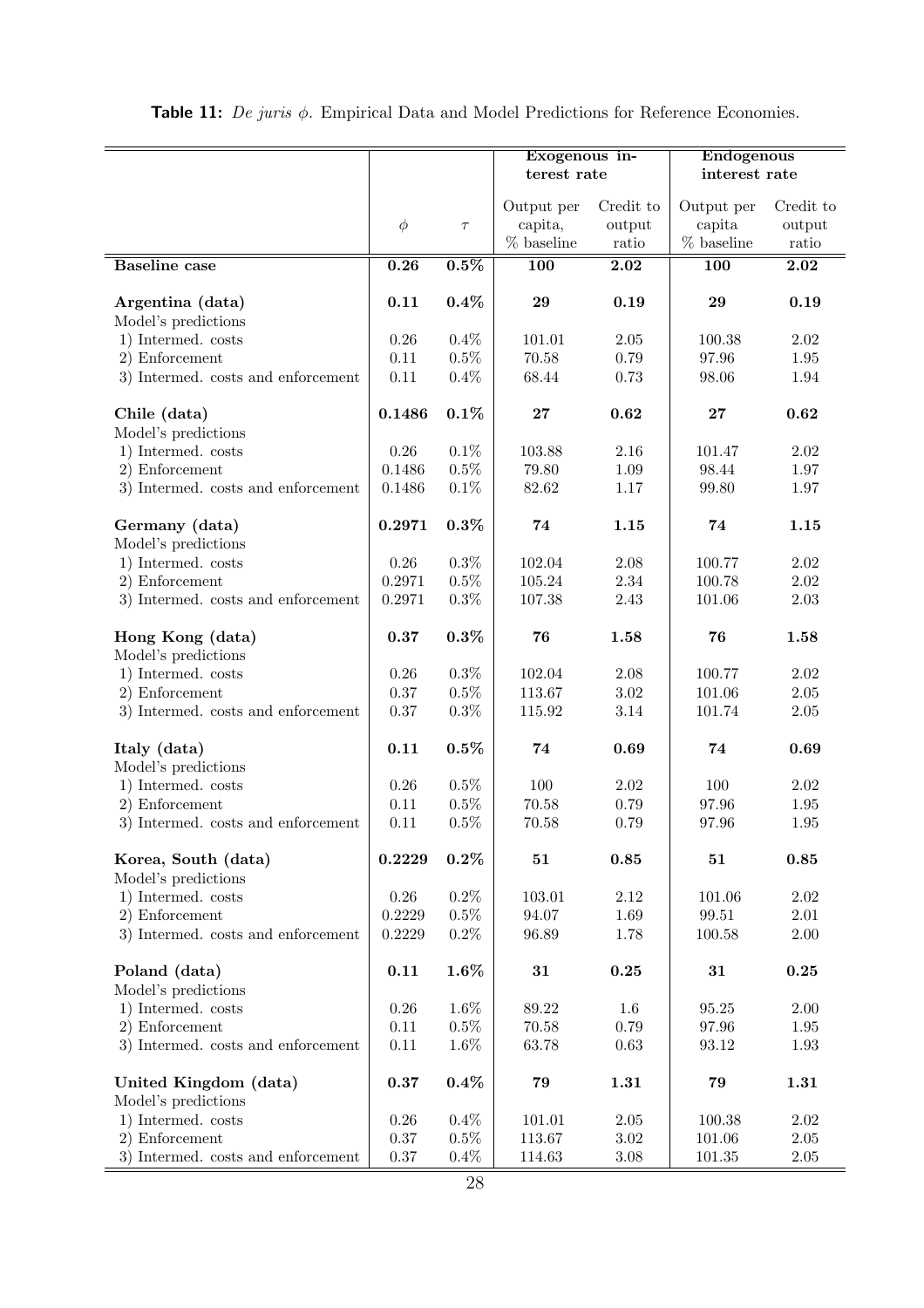**Table 11:** *De juris* $\phi$. Empirical Data and Model Predictions for Reference Economies.

| | | | Exogenous interest rate | | Endogenous interest rate | |
|---|---|---|---|---|---|---|
| | $\phi$ | $\tau$ | Output per capita, % baseline | Credit to output ratio | Output per capita % baseline | Credit to output ratio |
| **Baseline case** | **0.26** | **0.5%** | **100** | **2.02** | **100** | **2.02** |
| **Argentina (data)** | **0.11** | **0.4%** | **29** | **0.19** | **29** | **0.19** |
| Model's predictions | | | | | | |
| 1) Intermed. costs | 0.26 | 0.4% | 101.01 | 2.05 | 100.38 | 2.02 |
| 2) Enforcement | 0.11 | 0.5% | 70.58 | 0.79 | 97.96 | 1.95 |
| 3) Intermed. costs and enforcement | 0.11 | 0.4% | 68.44 | 0.73 | 98.06 | 1.94 |
| **Chile (data)** | **0.1486** | **0.1%** | **27** | **0.62** | **27** | **0.62** |
| Model's predictions | | | | | | |
| 1) Intermed. costs | 0.26 | 0.1% | 103.88 | 2.16 | 101.47 | 2.02 |
| 2) Enforcement | 0.1486 | 0.5% | 79.80 | 1.09 | 98.44 | 1.97 |
| 3) Intermed. costs and enforcement | 0.1486 | 0.1% | 82.62 | 1.17 | 99.80 | 1.97 |
| **Germany (data)** | **0.2971** | **0.3%** | **74** | **1.15** | **74** | **1.15** |
| Model's predictions | | | | | | |
| 1) Intermed. costs | 0.26 | 0.3% | 102.04 | 2.08 | 100.77 | 2.02 |
| 2) Enforcement | 0.2971 | 0.5% | 105.24 | 2.34 | 100.78 | 2.02 |
| 3) Intermed. costs and enforcement | 0.2971 | 0.3% | 107.38 | 2.43 | 101.06 | 2.03 |
| **Hong Kong (data)** | **0.37** | **0.3%** | **76** | **1.58** | **76** | **1.58** |
| Model's predictions | | | | | | |
| 1) Intermed. costs | 0.26 | 0.3% | 102.04 | 2.08 | 100.77 | 2.02 |
| 2) Enforcement | 0.37 | 0.5% | 113.67 | 3.02 | 101.06 | 2.05 |
| 3) Intermed. costs and enforcement | 0.37 | 0.3% | 115.92 | 3.14 | 101.74 | 2.05 |
| **Italy (data)** | **0.11** | **0.5%** | **74** | **0.69** | **74** | **0.69** |
| Model's predictions | | | | | | |
| 1) Intermed. costs | 0.26 | 0.5% | 100 | 2.02 | 100 | 2.02 |
| 2) Enforcement | 0.11 | 0.5% | 70.58 | 0.79 | 97.96 | 1.95 |
| 3) Intermed. costs and enforcement | 0.11 | 0.5% | 70.58 | 0.79 | 97.96 | 1.95 |
| **Korea, South (data)** | **0.2229** | **0.2%** | **51** | **0.85** | **51** | **0.85** |
| Model's predictions | | | | | | |
| 1) Intermed. costs | 0.26 | 0.2% | 103.01 | 2.12 | 101.06 | 2.02 |
| 2) Enforcement | 0.2229 | 0.5% | 94.07 | 1.69 | 99.51 | 2.01 |
| 3) Intermed. costs and enforcement | 0.2229 | 0.2% | 96.89 | 1.78 | 100.58 | 2.00 |
| **Poland (data)** | **0.11** | **1.6%** | **31** | **0.25** | **31** | **0.25** |
| Model's predictions | | | | | | |
| 1) Intermed. costs | 0.26 | 1.6% | 89.22 | 1.6 | 95.25 | 2.00 |
| 2) Enforcement | 0.11 | 0.5% | 70.58 | 0.79 | 97.96 | 1.95 |
| 3) Intermed. costs and enforcement | 0.11 | 1.6% | 63.78 | 0.63 | 93.12 | 1.93 |
| **United Kingdom (data)** | **0.37** | **0.4%** | **79** | **1.31** | **79** | **1.31** |
| Model's predictions | | | | | | |
| 1) Intermed. costs | 0.26 | 0.4% | 101.01 | 2.05 | 100.38 | 2.02 |
| 2) Enforcement | 0.37 | 0.5% | 113.67 | 3.02 | 101.06 | 2.05 |
| 3) Intermed. costs and enforcement | 0.37 | 0.4% | 114.63 | 3.08 | 101.35 | 2.05 |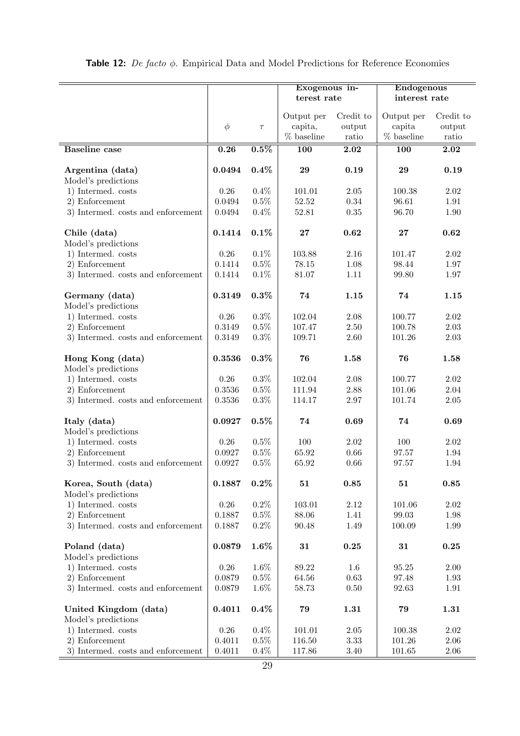**Table 12:** *De facto* $\phi$. Empirical Data and Model Predictions for Reference Economies

| | | | Exogenous interest rate | | Endogenous interest rate | |
|---|---|---|---|---|---|---|
| | $\phi$ | $\tau$ | Output per capita, % baseline | Credit to output ratio | Output per capita % baseline | Credit to output ratio |
| **Baseline case** | **0.26** | **0.5%** | **100** | **2.02** | **100** | **2.02** |
| **Argentina (data)** | **0.0494** | **0.4%** | **29** | **0.19** | **29** | **0.19** |
| Model's predictions | | | | | | |
| 1) Intermed. costs | 0.26 | 0.4% | 101.01 | 2.05 | 100.38 | 2.02 |
| 2) Enforcement | 0.0494 | 0.5% | 52.52 | 0.34 | 96.61 | 1.91 |
| 3) Intermed. costs and enforcement | 0.0494 | 0.4% | 52.81 | 0.35 | 96.70 | 1.90 |
| **Chile (data)** | **0.1414** | **0.1%** | **27** | **0.62** | **27** | **0.62** |
| Model's predictions | | | | | | |
| 1) Intermed. costs | 0.26 | 0.1% | 103.88 | 2.16 | 101.47 | 2.02 |
| 2) Enforcement | 0.1414 | 0.5% | 78.15 | 1.08 | 98.44 | 1.97 |
| 3) Intermed. costs and enforcement | 0.1414 | 0.1% | 81.07 | 1.11 | 99.80 | 1.97 |
| **Germany (data)** | **0.3149** | **0.3%** | **74** | **1.15** | **74** | **1.15** |
| Model's predictions | | | | | | |
| 1) Intermed. costs | 0.26 | 0.3% | 102.04 | 2.08 | 100.77 | 2.02 |
| 2) Enforcement | 0.3149 | 0.5% | 107.47 | 2.50 | 100.78 | 2.03 |
| 3) Intermed. costs and enforcement | 0.3149 | 0.3% | 109.71 | 2.60 | 101.26 | 2.03 |
| **Hong Kong (data)** | **0.3536** | **0.3%** | **76** | **1.58** | **76** | **1.58** |
| Model's predictions | | | | | | |
| 1) Intermed. costs | 0.26 | 0.3% | 102.04 | 2.08 | 100.77 | 2.02 |
| 2) Enforcement | 0.3536 | 0.5% | 111.94 | 2.88 | 101.06 | 2.04 |
| 3) Intermed. costs and enforcement | 0.3536 | 0.3% | 114.17 | 2.97 | 101.74 | 2.05 |
| **Italy (data)** | **0.0927** | **0.5%** | **74** | **0.69** | **74** | **0.69** |
| Model's predictions | | | | | | |
| 1) Intermed. costs | 0.26 | 0.5% | 100 | 2.02 | 100 | 2.02 |
| 2) Enforcement | 0.0927 | 0.5% | 65.92 | 0.66 | 97.57 | 1.94 |
| 3) Intermed. costs and enforcement | 0.0927 | 0.5% | 65.92 | 0.66 | 97.57 | 1.94 |
| **Korea, South (data)** | **0.1887** | **0.2%** | **51** | **0.85** | **51** | **0.85** |
| Model's predictions | | | | | | |
| 1) Intermed. costs | 0.26 | 0.2% | 103.01 | 2.12 | 101.06 | 2.02 |
| 2) Enforcement | 0.1887 | 0.5% | 88.06 | 1.41 | 99.03 | 1.98 |
| 3) Intermed. costs and enforcement | 0.1887 | 0.2% | 90.48 | 1.49 | 100.09 | 1.99 |
| **Poland (data)** | **0.0879** | **1.6%** | **31** | **0.25** | **31** | **0.25** |
| Model's predictions | | | | | | |
| 1) Intermed. costs | 0.26 | 1.6% | 89.22 | 1.6 | 95.25 | 2.00 |
| 2) Enforcement | 0.0879 | 0.5% | 64.56 | 0.63 | 97.48 | 1.93 |
| 3) Intermed. costs and enforcement | 0.0879 | 1.6% | 58.73 | 0.50 | 92.63 | 1.91 |
| **United Kingdom (data)** | **0.4011** | **0.4%** | **79** | **1.31** | **79** | **1.31** |
| Model's predictions | | | | | | |
| 1) Intermed. costs | 0.26 | 0.4% | 101.01 | 2.05 | 100.38 | 2.02 |
| 2) Enforcement | 0.4011 | 0.5% | 116.50 | 3.33 | 101.26 | 2.06 |
| 3) Intermed. costs and enforcement | 0.4011 | 0.4% | 117.86 | 3.40 | 101.65 | 2.06 |